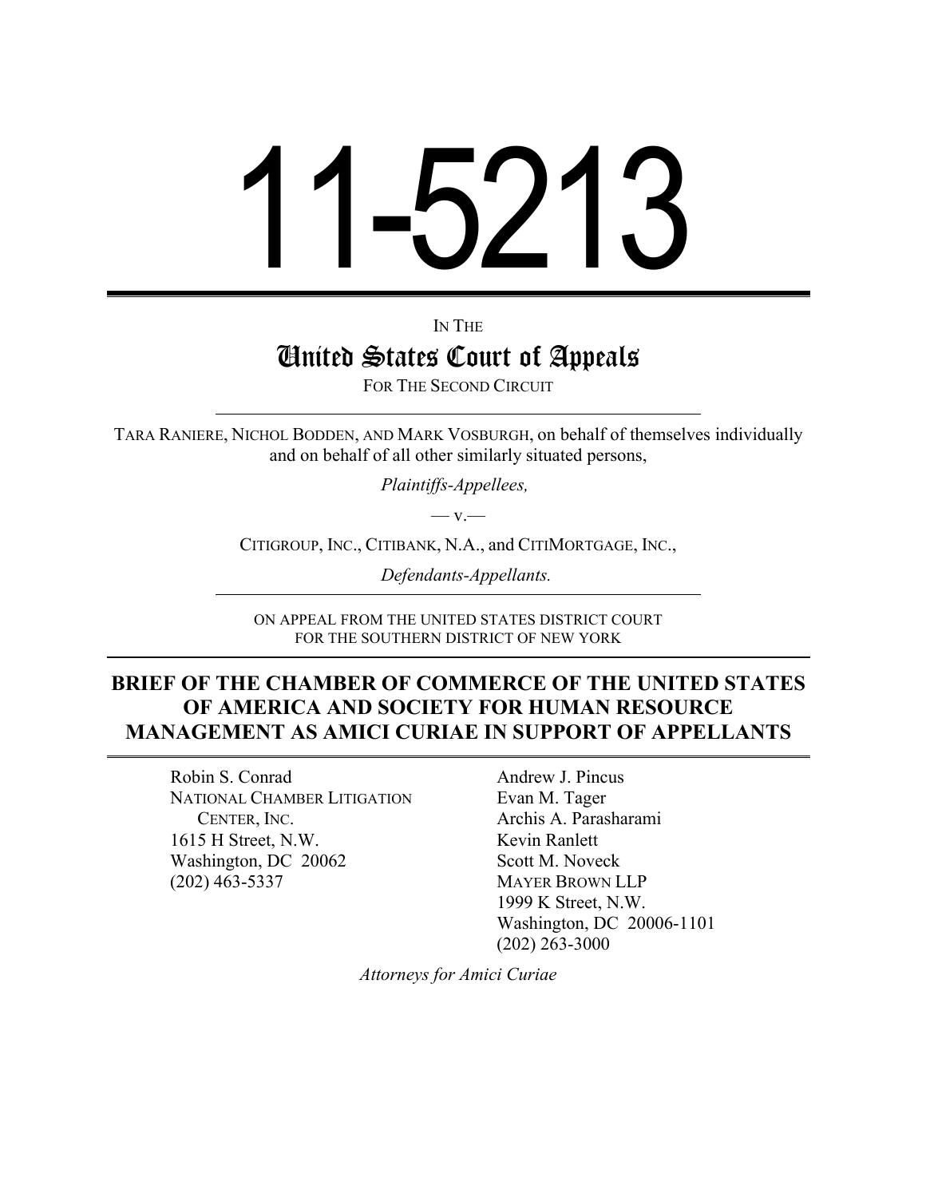# 11-5213

IN THE

## United States Court of Appeals

FOR THE SECOND CIRCUIT

---

TARA RANIERE, NICHOL BODDEN, AND MARK VOSBURGH, on behalf of themselves individually and on behalf of all other similarly situated persons,

*Plaintiffs-Appellees,*

— v.—

CITIGROUP, INC., CITIBANK, N.A., and CITIMORTGAGE, INC.,

*Defendants-Appellants.*

---

ON APPEAL FROM THE UNITED STATES DISTRICT COURT FOR THE SOUTHERN DISTRICT OF NEW YORK

---

**BRIEF OF THE CHAMBER OF COMMERCE OF THE UNITED STATES OF AMERICA AND SOCIETY FOR HUMAN RESOURCE MANAGEMENT AS AMICI CURIAE IN SUPPORT OF APPELLANTS**

---

Robin S. Conrad
NATIONAL CHAMBER LITIGATION CENTER, INC.
1615 H Street, N.W.
Washington, DC 20062
(202) 463-5337

Andrew J. Pincus
Evan M. Tager
Archis A. Parasharami
Kevin Ranlett
Scott M. Noveck
MAYER BROWN LLP
1999 K Street, N.W.
Washington, DC 20006-1101
(202) 263-3000

*Attorneys for Amici Curiae*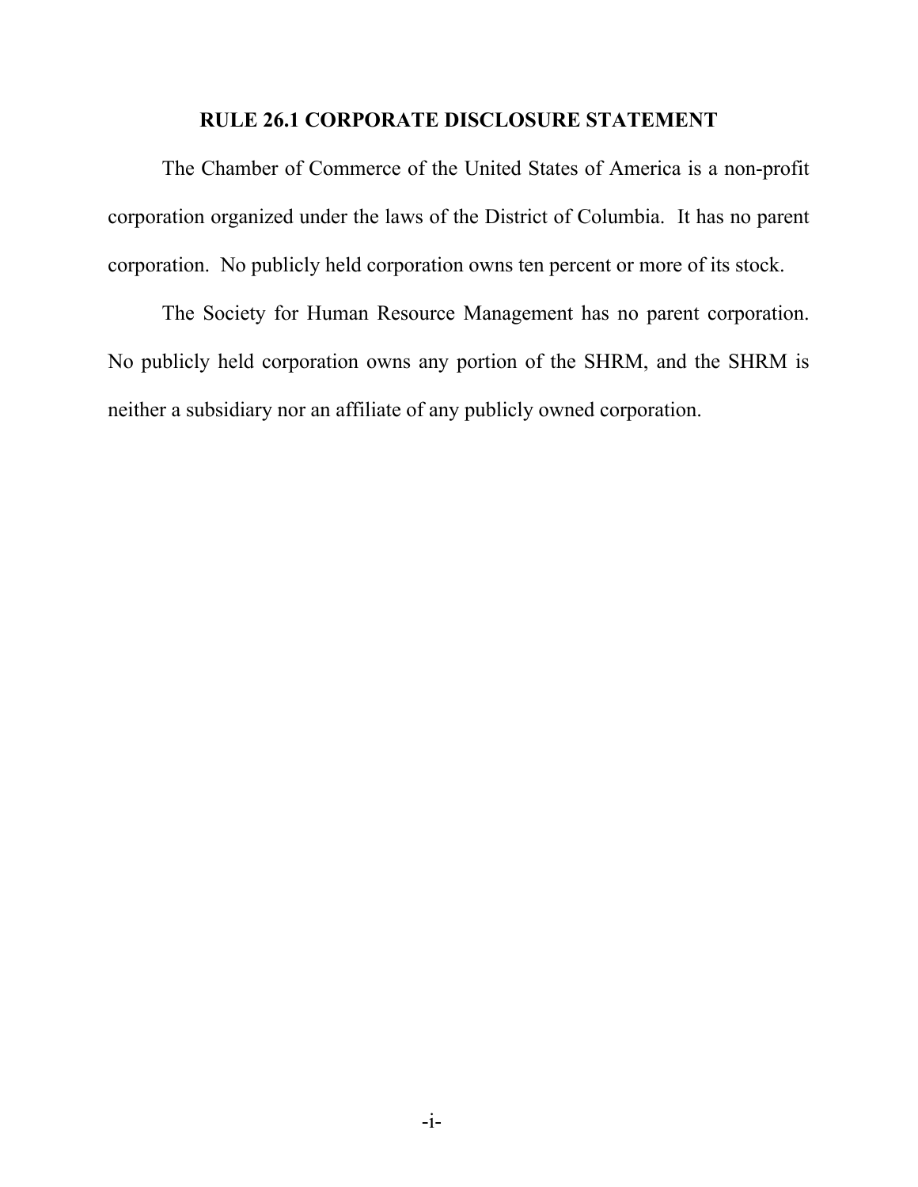## RULE 26.1 CORPORATE DISCLOSURE STATEMENT

The Chamber of Commerce of the United States of America is a non-profit corporation organized under the laws of the District of Columbia. It has no parent corporation. No publicly held corporation owns ten percent or more of its stock.

The Society for Human Resource Management has no parent corporation. No publicly held corporation owns any portion of the SHRM, and the SHRM is neither a subsidiary nor an affiliate of any publicly owned corporation.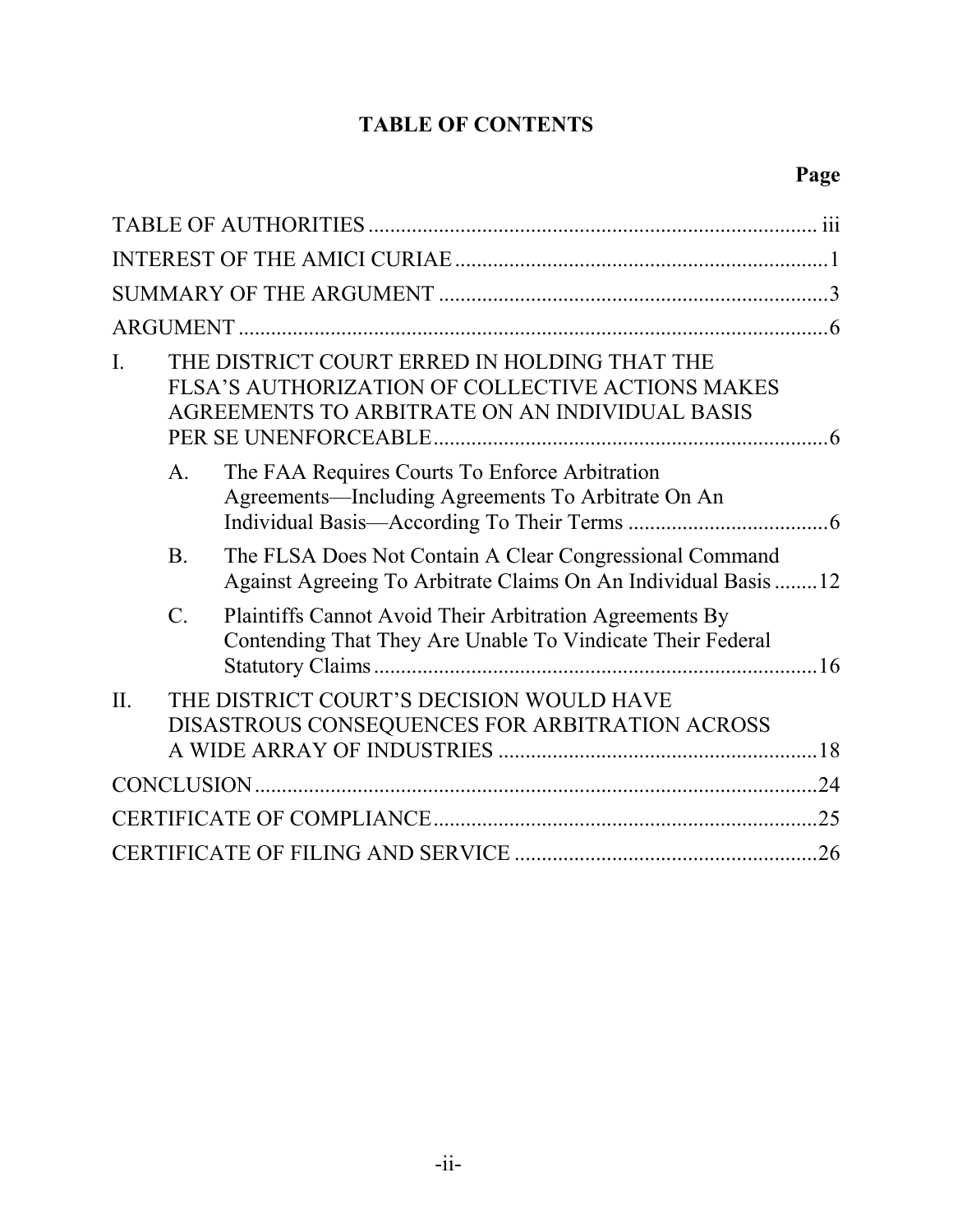# TABLE OF CONTENTS

| | Page |
|---|---|
| TABLE OF AUTHORITIES | iii |
| INTEREST OF THE AMICI CURIAE | 1 |
| SUMMARY OF THE ARGUMENT | 3 |
| ARGUMENT | 6 |
| I. THE DISTRICT COURT ERRED IN HOLDING THAT THE FLSA'S AUTHORIZATION OF COLLECTIVE ACTIONS MAKES AGREEMENTS TO ARBITRATE ON AN INDIVIDUAL BASIS PER SE UNENFORCEABLE | 6 |
| A. The FAA Requires Courts To Enforce Arbitration Agreements—Including Agreements To Arbitrate On An Individual Basis—According To Their Terms | 6 |
| B. The FLSA Does Not Contain A Clear Congressional Command Against Agreeing To Arbitrate Claims On An Individual Basis | 12 |
| C. Plaintiffs Cannot Avoid Their Arbitration Agreements By Contending That They Are Unable To Vindicate Their Federal Statutory Claims | 16 |
| II. THE DISTRICT COURT'S DECISION WOULD HAVE DISASTROUS CONSEQUENCES FOR ARBITRATION ACROSS A WIDE ARRAY OF INDUSTRIES | 18 |
| CONCLUSION | 24 |
| CERTIFICATE OF COMPLIANCE | 25 |
| CERTIFICATE OF FILING AND SERVICE | 26 |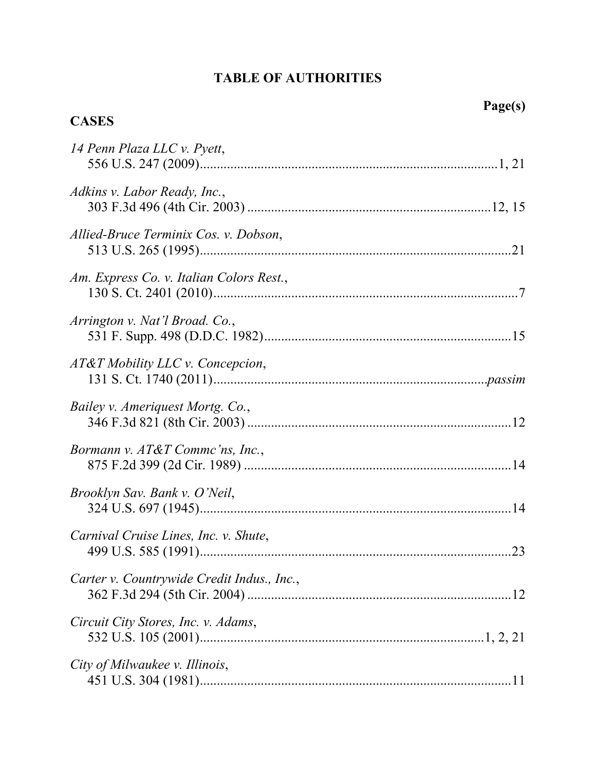# TABLE OF AUTHORITIES

**Page(s)**

## CASES

*14 Penn Plaza LLC v. Pyett*,
556 U.S. 247 (2009)........................................................................................1, 21

*Adkins v. Labor Ready, Inc.*,
303 F.3d 496 (4th Cir. 2003) ........................................................................12, 15

*Allied-Bruce Terminix Cos. v. Dobson*,
513 U.S. 265 (1995)............................................................................................21

*Am. Express Co. v. Italian Colors Rest.*,
130 S. Ct. 2401 (2010)..........................................................................................7

*Arrington v. Nat'l Broad. Co.*,
531 F. Supp. 498 (D.D.C. 1982)..........................................................................15

*AT&T Mobility LLC v. Concepcion*,
131 S. Ct. 1740 (2011)...............................................................................*passim*

*Bailey v. Ameriquest Mortg. Co.*,
346 F.3d 821 (8th Cir. 2003) ...............................................................................12

*Bormann v. AT&T Commc'ns, Inc.*,
875 F.2d 399 (2d Cir. 1989) ................................................................................14

*Brooklyn Sav. Bank v. O'Neil*,
324 U.S. 697 (1945).............................................................................................14

*Carnival Cruise Lines, Inc. v. Shute*,
499 U.S. 585 (1991).............................................................................................23

*Carter v. Countrywide Credit Indus., Inc.*,
362 F.3d 294 (5th Cir. 2004) ...............................................................................12

*Circuit City Stores, Inc. v. Adams*,
532 U.S. 105 (2001).....................................................................................1, 2, 21

*City of Milwaukee v. Illinois*,
451 U.S. 304 (1981).............................................................................................11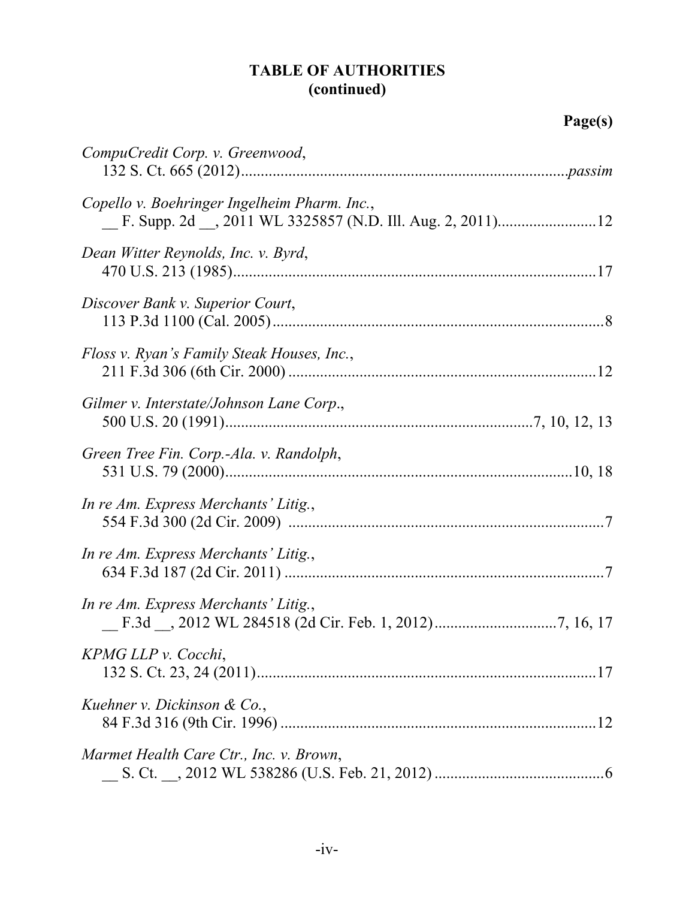## TABLE OF AUTHORITIES (continued)

**Page(s)**

*CompuCredit Corp. v. Greenwood*,
132 S. Ct. 665 (2012)....................................................................................*passim*

*Copello v. Boehringer Ingelheim Pharm. Inc.*,
__ F. Supp. 2d __, 2011 WL 3325857 (N.D. Ill. Aug. 2, 2011)........................12

*Dean Witter Reynolds, Inc. v. Byrd*,
470 U.S. 213 (1985)...........................................................................................17

*Discover Bank v. Superior Court*,
113 P.3d 1100 (Cal. 2005)....................................................................................8

*Floss v. Ryan's Family Steak Houses, Inc.*,
211 F.3d 306 (6th Cir. 2000)..............................................................................12

*Gilmer v. Interstate/Johnson Lane Corp.*,
500 U.S. 20 (1991).............................................................................7, 10, 12, 13

*Green Tree Fin. Corp.-Ala. v. Randolph*,
531 U.S. 79 (2000).........................................................................................10, 18

*In re Am. Express Merchants' Litig.*,
554 F.3d 300 (2d Cir. 2009)..................................................................................7

*In re Am. Express Merchants' Litig.*,
634 F.3d 187 (2d Cir. 2011)..................................................................................7

*In re Am. Express Merchants' Litig.*,
__ F.3d __, 2012 WL 284518 (2d Cir. Feb. 1, 2012)..............................7, 16, 17

*KPMG LLP v. Cocchi*,
132 S. Ct. 23, 24 (2011).......................................................................................17

*Kuehner v. Dickinson & Co.*,
84 F.3d 316 (9th Cir. 1996).................................................................................12

*Marmet Health Care Ctr., Inc. v. Brown*,
__ S. Ct. __, 2012 WL 538286 (U.S. Feb. 21, 2012)...........................................6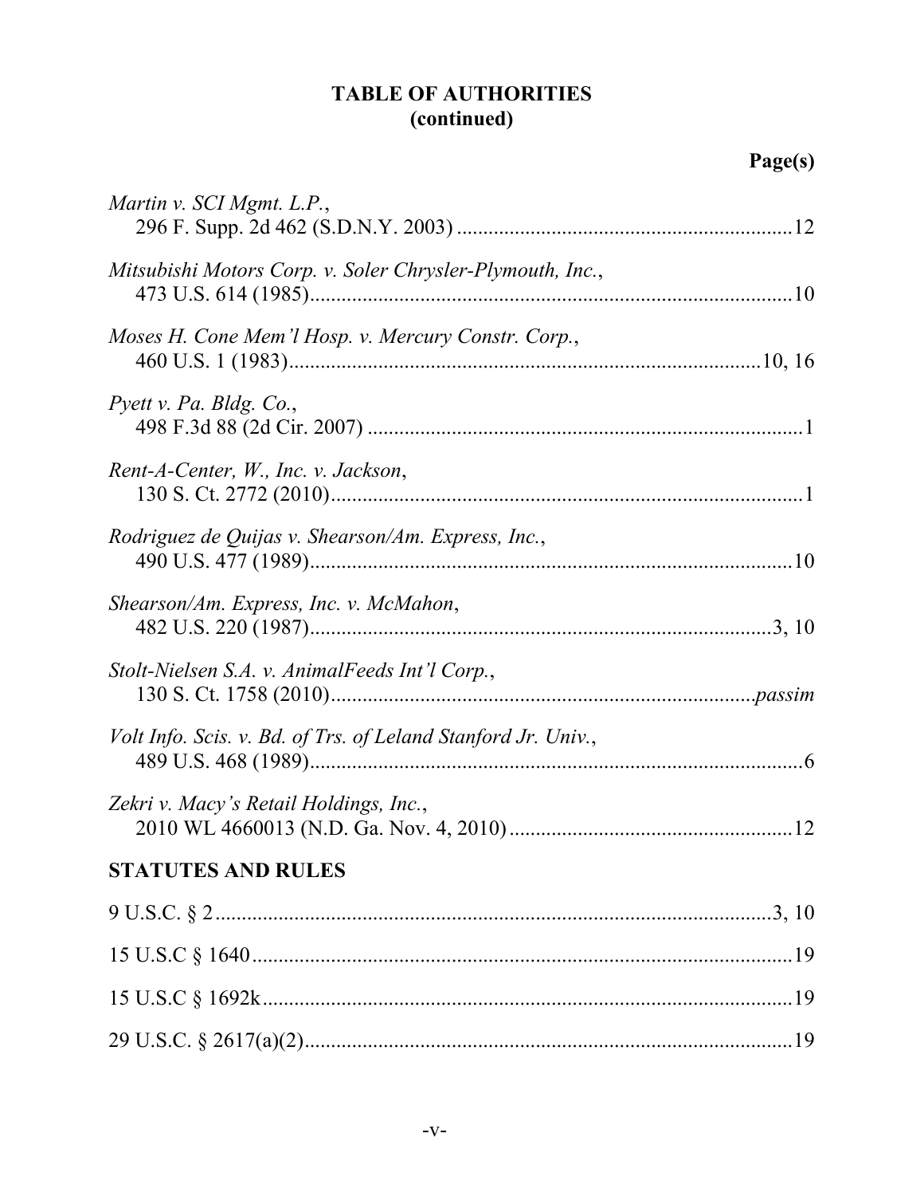# TABLE OF AUTHORITIES (continued)

Page(s)

*Martin v. SCI Mgmt. L.P.*,
296 F. Supp. 2d 462 (S.D.N.Y. 2003) ................................................................12

*Mitsubishi Motors Corp. v. Soler Chrysler-Plymouth, Inc.*,
473 U.S. 614 (1985)...........................................................................................10

*Moses H. Cone Mem'l Hosp. v. Mercury Constr. Corp.*,
460 U.S. 1 (1983)..........................................................................................10, 16

*Pyett v. Pa. Bldg. Co.*,
498 F.3d 88 (2d Cir. 2007) ..................................................................................1

*Rent-A-Center, W., Inc. v. Jackson*,
130 S. Ct. 2772 (2010).........................................................................................1

*Rodriguez de Quijas v. Shearson/Am. Express, Inc.*,
490 U.S. 477 (1989)...........................................................................................10

*Shearson/Am. Express, Inc. v. McMahon*,
482 U.S. 220 (1987).......................................................................................3, 10

*Stolt-Nielsen S.A. v. AnimalFeeds Int'l Corp.*,
130 S. Ct. 1758 (2010)................................................................................*passim*

*Volt Info. Scis. v. Bd. of Trs. of Leland Stanford Jr. Univ.*,
489 U.S. 468 (1989).............................................................................................6

*Zekri v. Macy's Retail Holdings, Inc.*,
2010 WL 4660013 (N.D. Ga. Nov. 4, 2010) ......................................................12

## STATUTES AND RULES

9 U.S.C. § 2.......................................................................................................3, 10

15 U.S.C § 1640.......................................................................................................19

15 U.S.C § 1692k.....................................................................................................19

29 U.S.C. § 2617(a)(2)............................................................................................19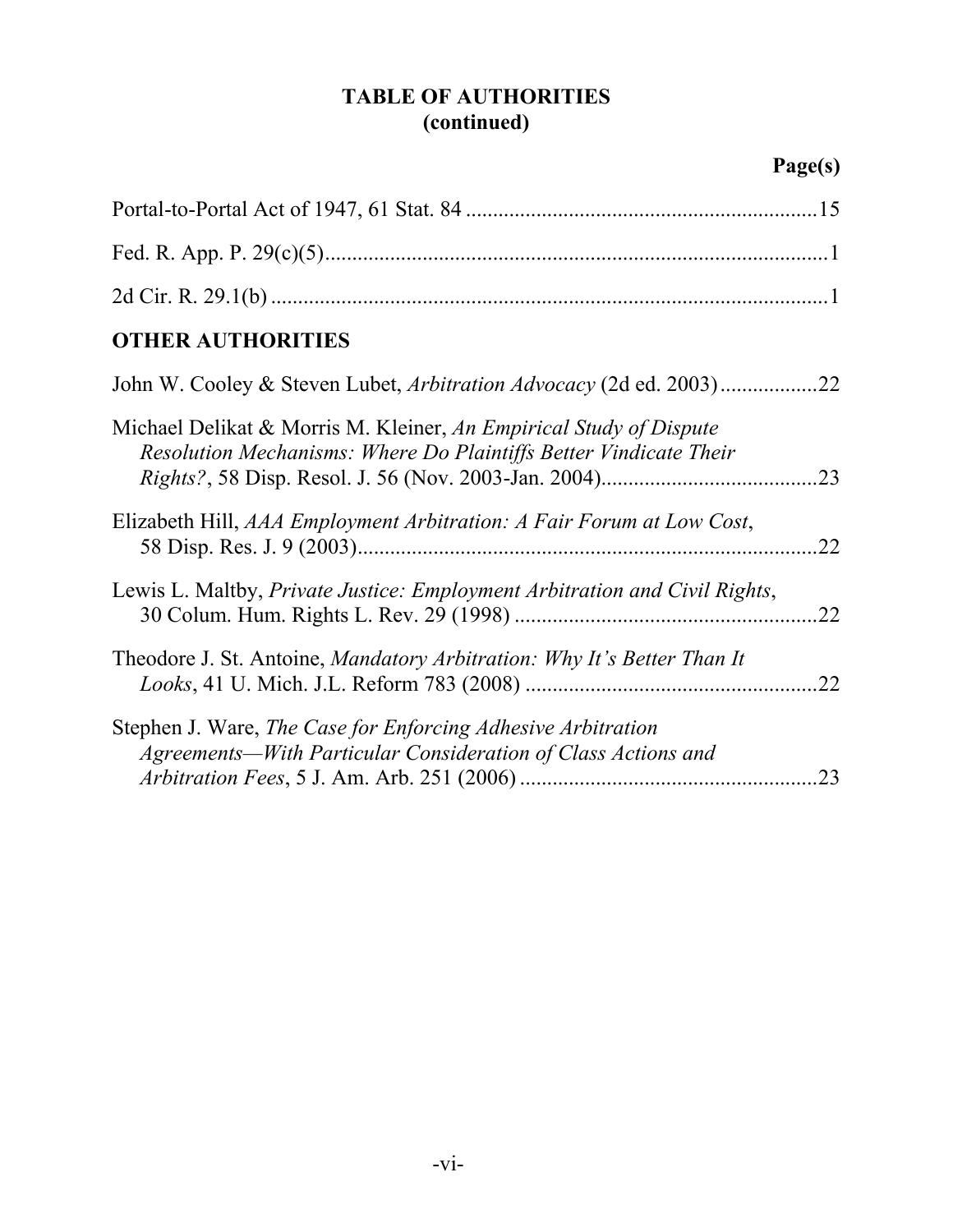# TABLE OF AUTHORITIES (continued)

| | Page(s) |
|---|---|
| Portal-to-Portal Act of 1947, 61 Stat. 84 | 15 |
| Fed. R. App. P. 29(c)(5) | 1 |
| 2d Cir. R. 29.1(b) | 1 |

## OTHER AUTHORITIES

| | |
|---|---|
| John W. Cooley & Steven Lubet, *Arbitration Advocacy* (2d ed. 2003) | 22 |
| Michael Delikat & Morris M. Kleiner, *An Empirical Study of Dispute Resolution Mechanisms: Where Do Plaintiffs Better Vindicate Their Rights?*, 58 Disp. Resol. J. 56 (Nov. 2003-Jan. 2004) | 23 |
| Elizabeth Hill, *AAA Employment Arbitration: A Fair Forum at Low Cost*, 58 Disp. Res. J. 9 (2003) | 22 |
| Lewis L. Maltby, *Private Justice: Employment Arbitration and Civil Rights*, 30 Colum. Hum. Rights L. Rev. 29 (1998) | 22 |
| Theodore J. St. Antoine, *Mandatory Arbitration: Why It's Better Than It Looks*, 41 U. Mich. J.L. Reform 783 (2008) | 22 |
| Stephen J. Ware, *The Case for Enforcing Adhesive Arbitration Agreements—With Particular Consideration of Class Actions and Arbitration Fees*, 5 J. Am. Arb. 251 (2006) | 23 |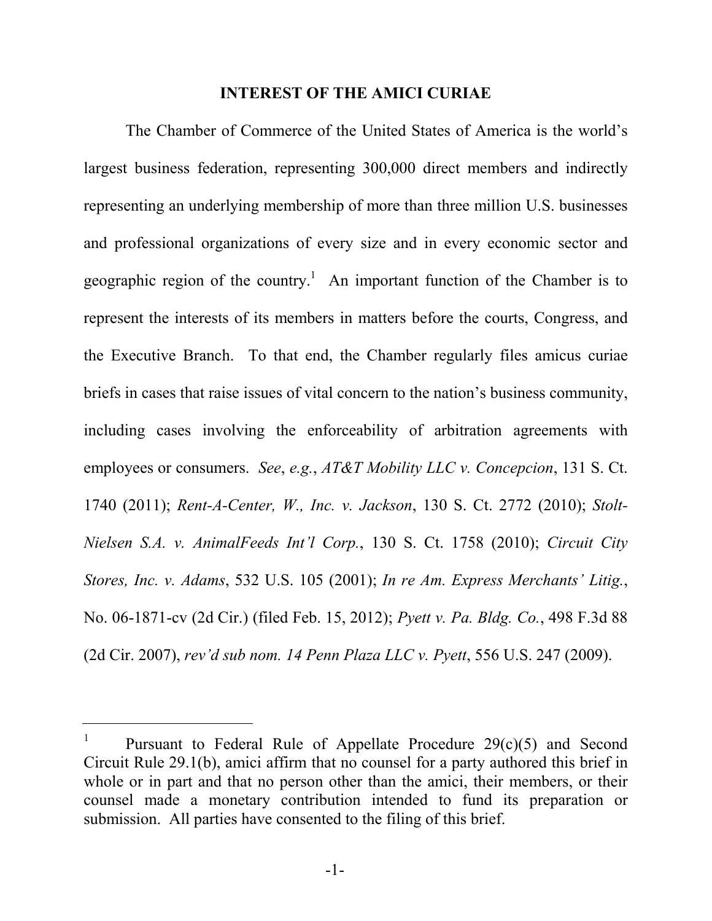## INTEREST OF THE AMICI CURIAE

The Chamber of Commerce of the United States of America is the world's largest business federation, representing 300,000 direct members and indirectly representing an underlying membership of more than three million U.S. businesses and professional organizations of every size and in every economic sector and geographic region of the country.[1] An important function of the Chamber is to represent the interests of its members in matters before the courts, Congress, and the Executive Branch. To that end, the Chamber regularly files amicus curiae briefs in cases that raise issues of vital concern to the nation's business community, including cases involving the enforceability of arbitration agreements with employees or consumers. *See*, *e.g.*, *AT&T Mobility LLC v. Concepcion*, 131 S. Ct. 1740 (2011); *Rent-A-Center, W., Inc. v. Jackson*, 130 S. Ct. 2772 (2010); *Stolt-Nielsen S.A. v. AnimalFeeds Int'l Corp.*, 130 S. Ct. 1758 (2010); *Circuit City Stores, Inc. v. Adams*, 532 U.S. 105 (2001); *In re Am. Express Merchants' Litig.*, No. 06-1871-cv (2d Cir.) (filed Feb. 15, 2012); *Pyett v. Pa. Bldg. Co.*, 498 F.3d 88 (2d Cir. 2007), *rev'd sub nom. 14 Penn Plaza LLC v. Pyett*, 556 U.S. 247 (2009).

---

[1] Pursuant to Federal Rule of Appellate Procedure 29(c)(5) and Second Circuit Rule 29.1(b), amici affirm that no counsel for a party authored this brief in whole or in part and that no person other than the amici, their members, or their counsel made a monetary contribution intended to fund its preparation or submission. All parties have consented to the filing of this brief.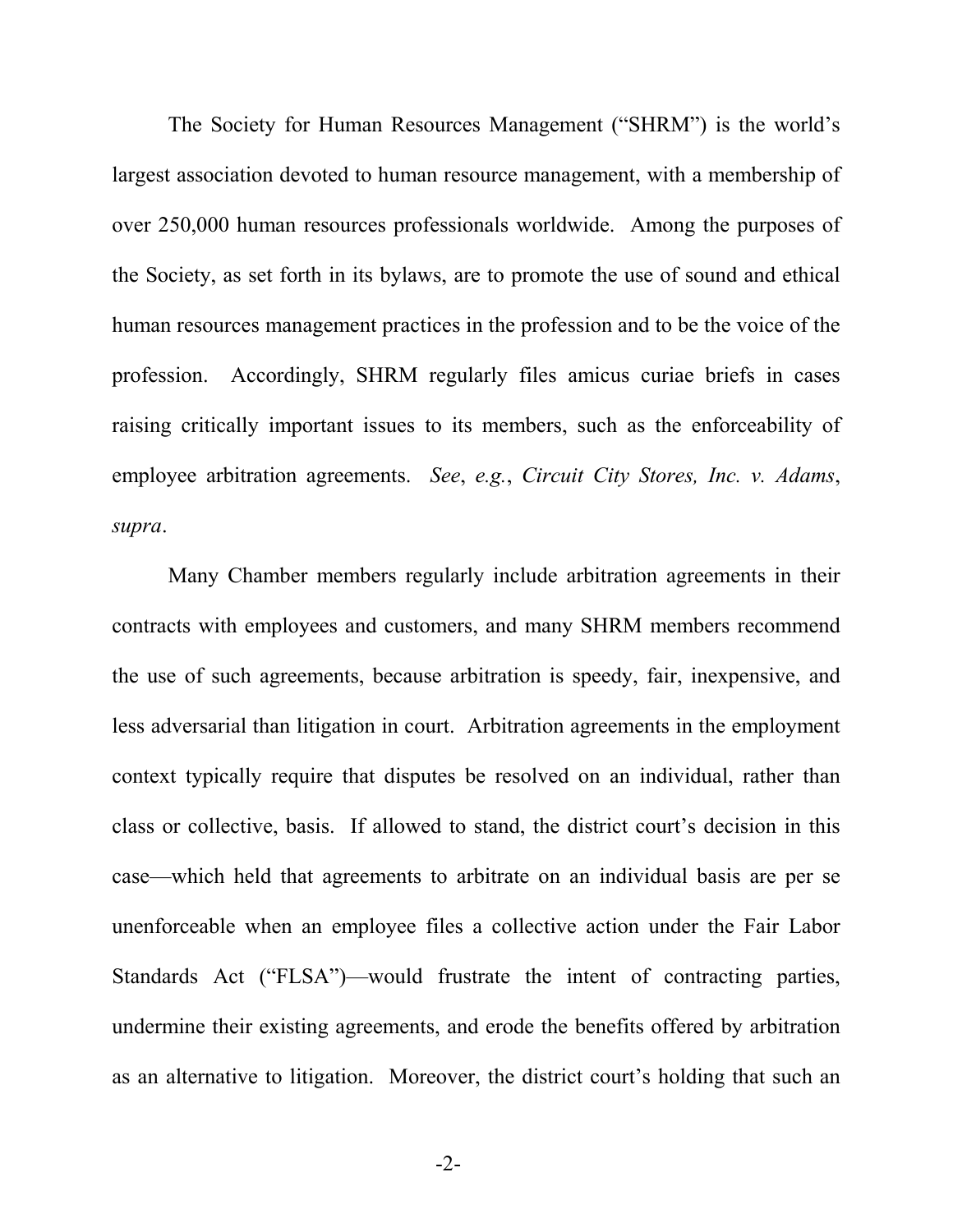The Society for Human Resources Management ("SHRM") is the world's largest association devoted to human resource management, with a membership of over 250,000 human resources professionals worldwide. Among the purposes of the Society, as set forth in its bylaws, are to promote the use of sound and ethical human resources management practices in the profession and to be the voice of the profession. Accordingly, SHRM regularly files amicus curiae briefs in cases raising critically important issues to its members, such as the enforceability of employee arbitration agreements. *See*, *e.g.*, *Circuit City Stores, Inc. v. Adams*, *supra*.

Many Chamber members regularly include arbitration agreements in their contracts with employees and customers, and many SHRM members recommend the use of such agreements, because arbitration is speedy, fair, inexpensive, and less adversarial than litigation in court. Arbitration agreements in the employment context typically require that disputes be resolved on an individual, rather than class or collective, basis. If allowed to stand, the district court's decision in this case—which held that agreements to arbitrate on an individual basis are per se unenforceable when an employee files a collective action under the Fair Labor Standards Act ("FLSA")—would frustrate the intent of contracting parties, undermine their existing agreements, and erode the benefits offered by arbitration as an alternative to litigation. Moreover, the district court's holding that such an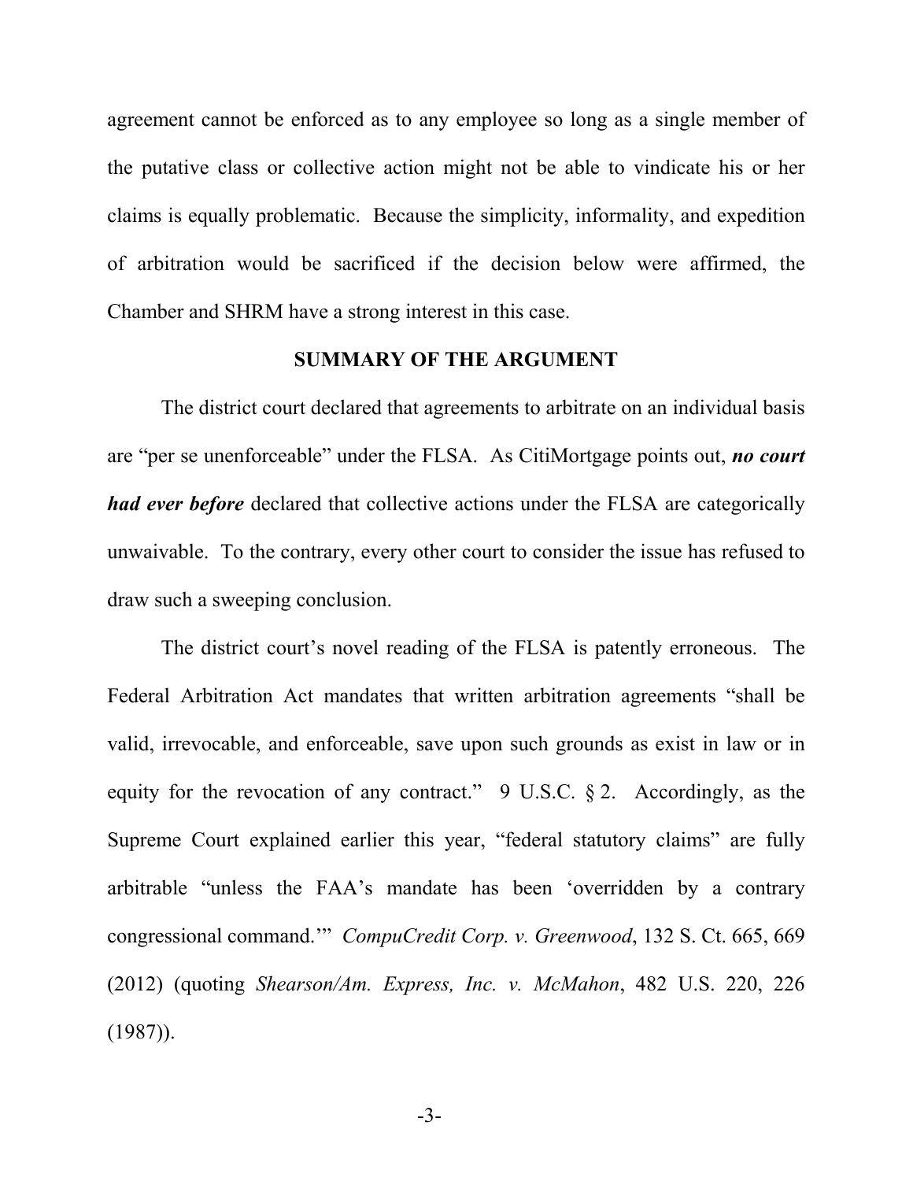agreement cannot be enforced as to any employee so long as a single member of the putative class or collective action might not be able to vindicate his or her claims is equally problematic. Because the simplicity, informality, and expedition of arbitration would be sacrificed if the decision below were affirmed, the Chamber and SHRM have a strong interest in this case.

## SUMMARY OF THE ARGUMENT

The district court declared that agreements to arbitrate on an individual basis are "per se unenforceable" under the FLSA. As CitiMortgage points out, ***no court had ever before*** declared that collective actions under the FLSA are categorically unwaivable. To the contrary, every other court to consider the issue has refused to draw such a sweeping conclusion.

The district court's novel reading of the FLSA is patently erroneous. The Federal Arbitration Act mandates that written arbitration agreements "shall be valid, irrevocable, and enforceable, save upon such grounds as exist in law or in equity for the revocation of any contract." 9 U.S.C. § 2. Accordingly, as the Supreme Court explained earlier this year, "federal statutory claims" are fully arbitrable "unless the FAA's mandate has been 'overridden by a contrary congressional command.'" *CompuCredit Corp. v. Greenwood*, 132 S. Ct. 665, 669 (2012) (quoting *Shearson/Am. Express, Inc. v. McMahon*, 482 U.S. 220, 226 (1987)).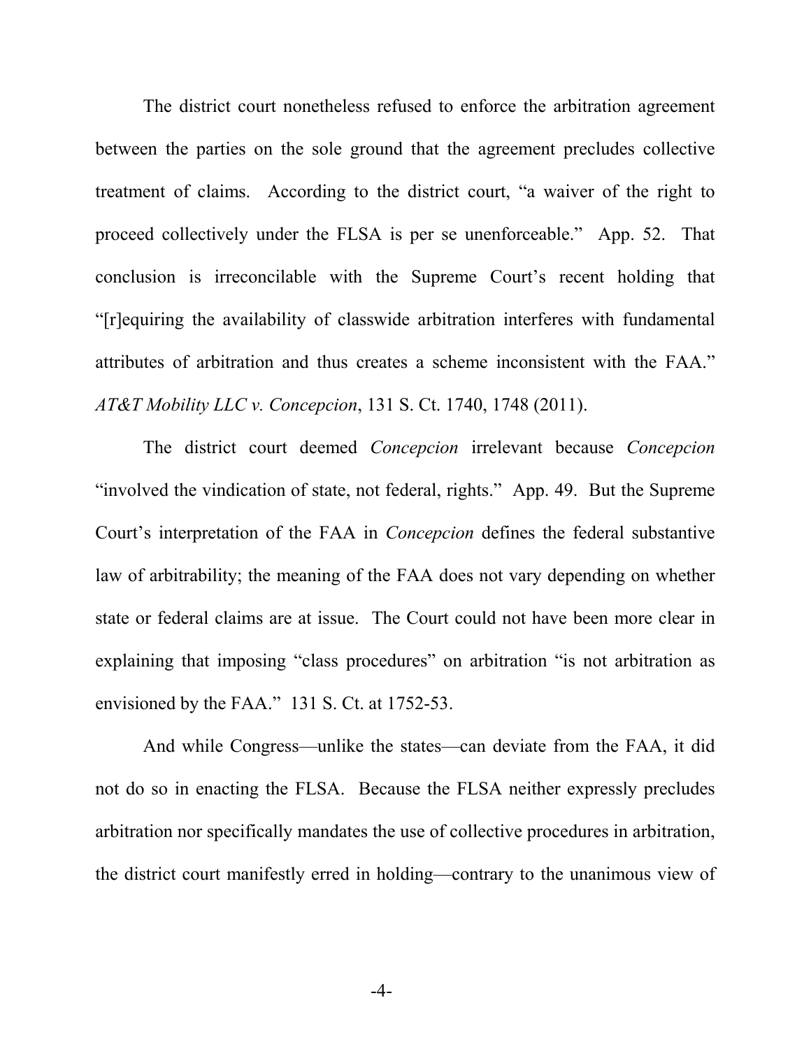The district court nonetheless refused to enforce the arbitration agreement between the parties on the sole ground that the agreement precludes collective treatment of claims. According to the district court, "a waiver of the right to proceed collectively under the FLSA is per se unenforceable." App. 52. That conclusion is irreconcilable with the Supreme Court's recent holding that "[r]equiring the availability of classwide arbitration interferes with fundamental attributes of arbitration and thus creates a scheme inconsistent with the FAA." *AT&T Mobility LLC v. Concepcion*, 131 S. Ct. 1740, 1748 (2011).

The district court deemed *Concepcion* irrelevant because *Concepcion* "involved the vindication of state, not federal, rights." App. 49. But the Supreme Court's interpretation of the FAA in *Concepcion* defines the federal substantive law of arbitrability; the meaning of the FAA does not vary depending on whether state or federal claims are at issue. The Court could not have been more clear in explaining that imposing "class procedures" on arbitration "is not arbitration as envisioned by the FAA." 131 S. Ct. at 1752-53.

And while Congress—unlike the states—can deviate from the FAA, it did not do so in enacting the FLSA. Because the FLSA neither expressly precludes arbitration nor specifically mandates the use of collective procedures in arbitration, the district court manifestly erred in holding—contrary to the unanimous view of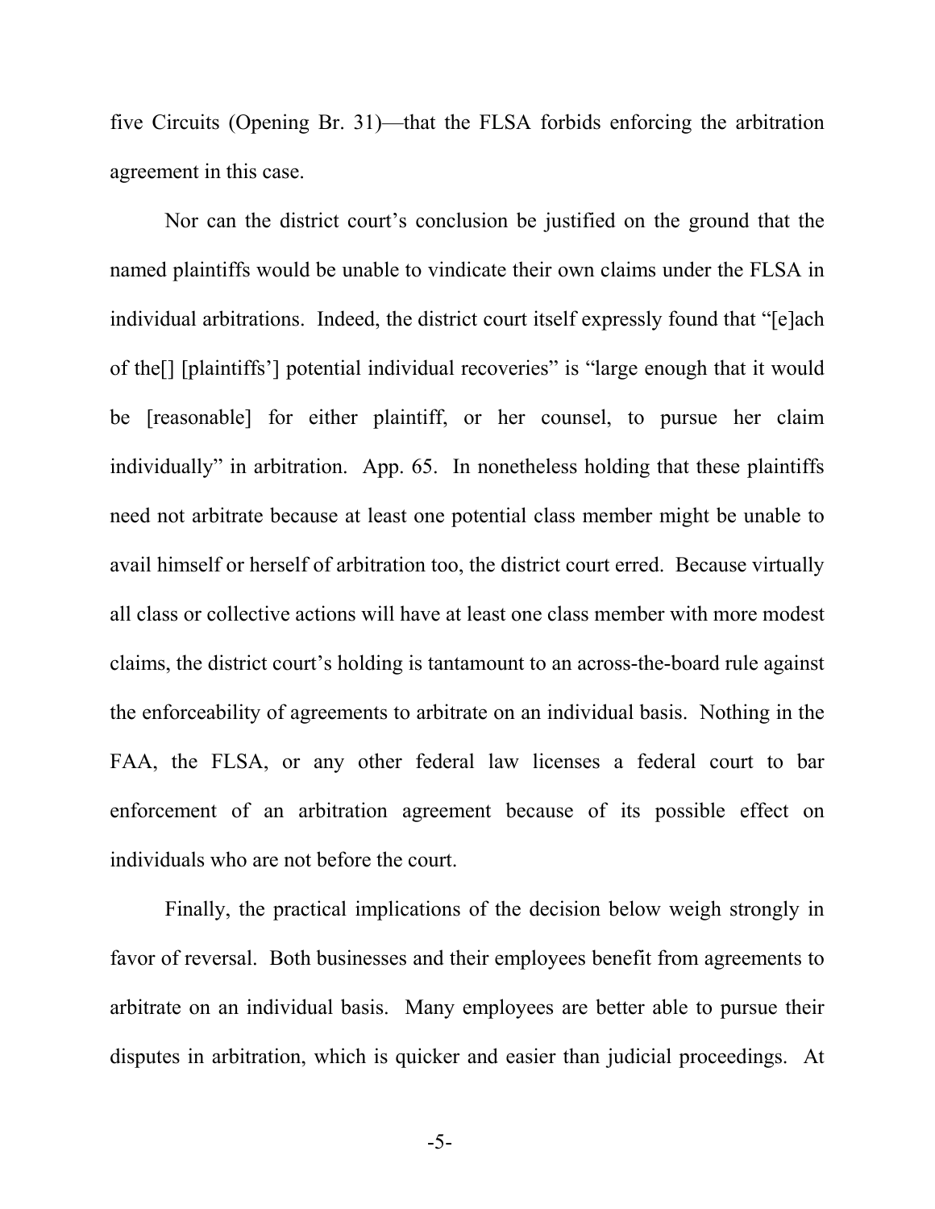five Circuits (Opening Br. 31)—that the FLSA forbids enforcing the arbitration agreement in this case.

Nor can the district court's conclusion be justified on the ground that the named plaintiffs would be unable to vindicate their own claims under the FLSA in individual arbitrations. Indeed, the district court itself expressly found that "[e]ach of the[] [plaintiffs'] potential individual recoveries" is "large enough that it would be [reasonable] for either plaintiff, or her counsel, to pursue her claim individually" in arbitration. App. 65. In nonetheless holding that these plaintiffs need not arbitrate because at least one potential class member might be unable to avail himself or herself of arbitration too, the district court erred. Because virtually all class or collective actions will have at least one class member with more modest claims, the district court's holding is tantamount to an across-the-board rule against the enforceability of agreements to arbitrate on an individual basis. Nothing in the FAA, the FLSA, or any other federal law licenses a federal court to bar enforcement of an arbitration agreement because of its possible effect on individuals who are not before the court.

Finally, the practical implications of the decision below weigh strongly in favor of reversal. Both businesses and their employees benefit from agreements to arbitrate on an individual basis. Many employees are better able to pursue their disputes in arbitration, which is quicker and easier than judicial proceedings. At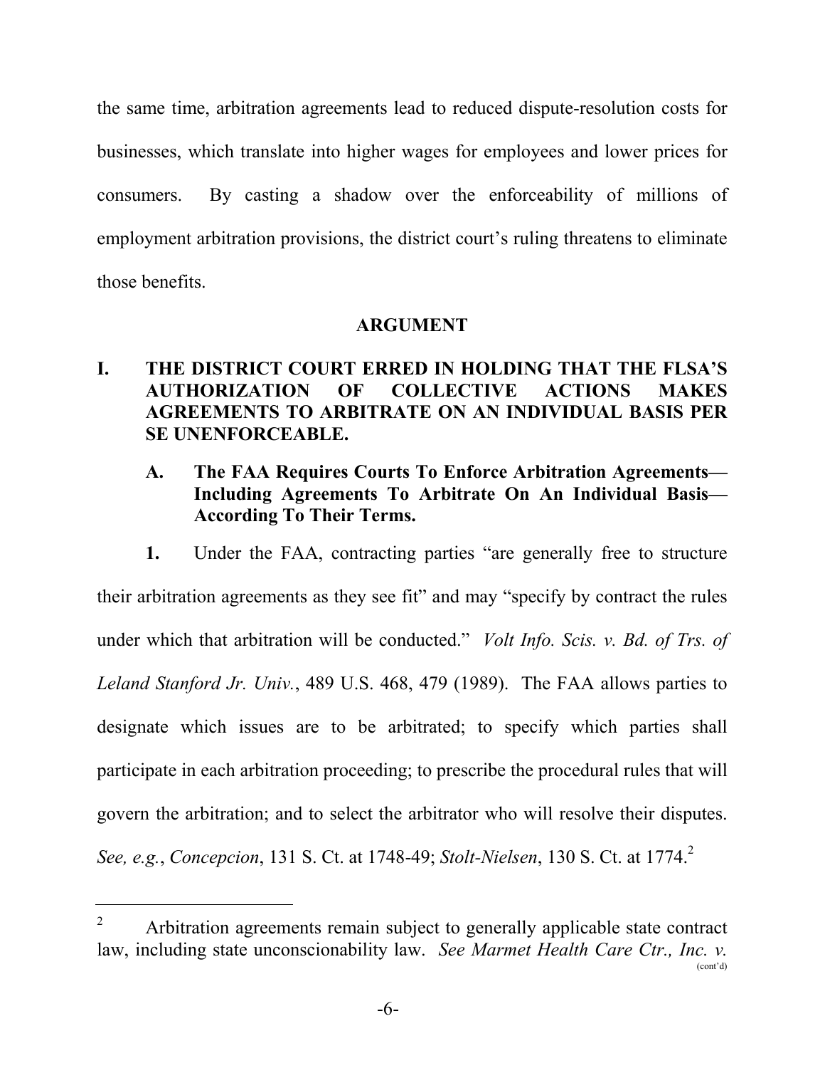the same time, arbitration agreements lead to reduced dispute-resolution costs for businesses, which translate into higher wages for employees and lower prices for consumers. By casting a shadow over the enforceability of millions of employment arbitration provisions, the district court's ruling threatens to eliminate those benefits.

## ARGUMENT

### I. THE DISTRICT COURT ERRED IN HOLDING THAT THE FLSA'S AUTHORIZATION OF COLLECTIVE ACTIONS MAKES AGREEMENTS TO ARBITRATE ON AN INDIVIDUAL BASIS PER SE UNENFORCEABLE.

#### A. The FAA Requires Courts To Enforce Arbitration Agreements—Including Agreements To Arbitrate On An Individual Basis—According To Their Terms.

**1.** Under the FAA, contracting parties "are generally free to structure their arbitration agreements as they see fit" and may "specify by contract the rules under which that arbitration will be conducted." *Volt Info. Scis. v. Bd. of Trs. of Leland Stanford Jr. Univ.*, 489 U.S. 468, 479 (1989). The FAA allows parties to designate which issues are to be arbitrated; to specify which parties shall participate in each arbitration proceeding; to prescribe the procedural rules that will govern the arbitration; and to select the arbitrator who will resolve their disputes. *See, e.g.*, *Concepcion*, 131 S. Ct. at 1748-49; *Stolt-Nielsen*, 130 S. Ct. at 1774.[2]

---

[2] Arbitration agreements remain subject to generally applicable state contract law, including state unconscionability law. *See Marmet Health Care Ctr., Inc. v.* (cont'd)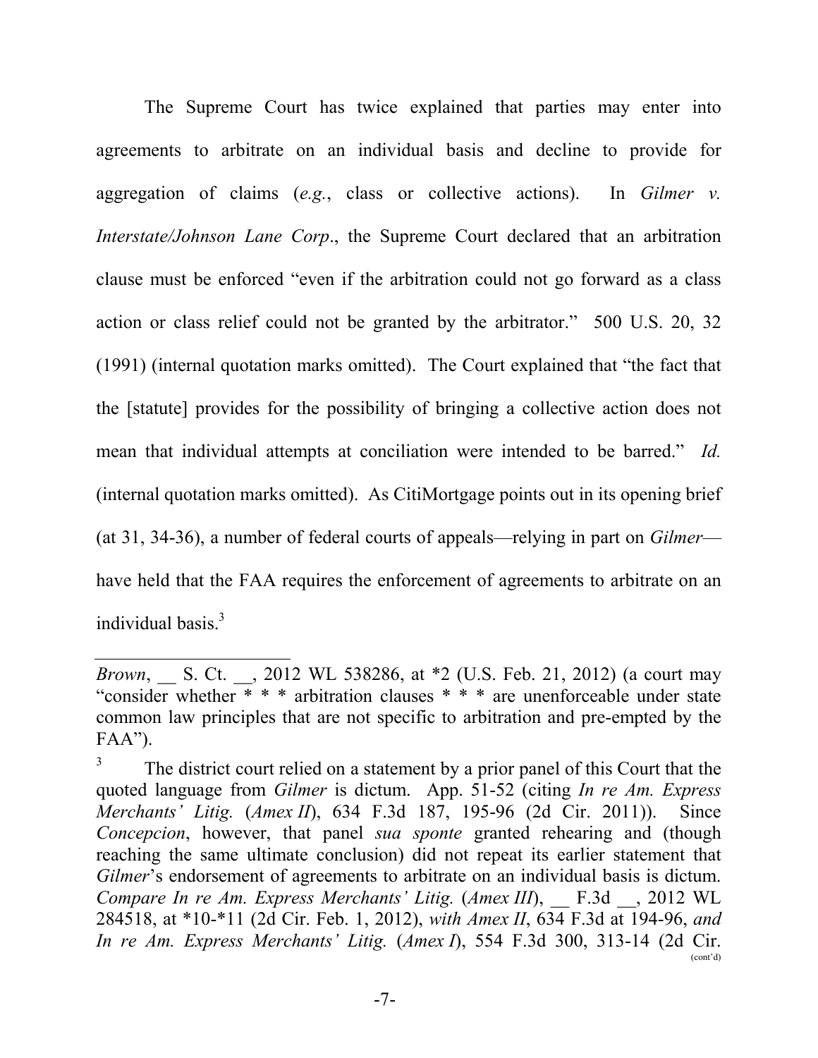The Supreme Court has twice explained that parties may enter into agreements to arbitrate on an individual basis and decline to provide for aggregation of claims (*e.g.*, class or collective actions). In *Gilmer v. Interstate/Johnson Lane Corp*., the Supreme Court declared that an arbitration clause must be enforced "even if the arbitration could not go forward as a class action or class relief could not be granted by the arbitrator." 500 U.S. 20, 32 (1991) (internal quotation marks omitted). The Court explained that "the fact that the [statute] provides for the possibility of bringing a collective action does not mean that individual attempts at conciliation were intended to be barred." *Id.* (internal quotation marks omitted). As CitiMortgage points out in its opening brief (at 31, 34-36), a number of federal courts of appeals—relying in part on *Gilmer*—have held that the FAA requires the enforcement of agreements to arbitrate on an individual basis.[3]

---

*Brown*, __ S. Ct. __, 2012 WL 538286, at *2 (U.S. Feb. 21, 2012) (a court may "consider whether * * * arbitration clauses * * * are unenforceable under state common law principles that are not specific to arbitration and pre-empted by the FAA").

[3] The district court relied on a statement by a prior panel of this Court that the quoted language from *Gilmer* is dictum. App. 51-52 (citing *In re Am. Express Merchants' Litig.* (*Amex II*), 634 F.3d 187, 195-96 (2d Cir. 2011)). Since *Concepcion*, however, that panel *sua sponte* granted rehearing and (though reaching the same ultimate conclusion) did not repeat its earlier statement that *Gilmer*'s endorsement of agreements to arbitrate on an individual basis is dictum. *Compare In re Am. Express Merchants' Litig.* (*Amex III*), __ F.3d __, 2012 WL 284518, at *10-*11 (2d Cir. Feb. 1, 2012), *with Amex II*, 634 F.3d at 194-96, *and In re Am. Express Merchants' Litig.* (*Amex I*), 554 F.3d 300, 313-14 (2d Cir. (cont'd)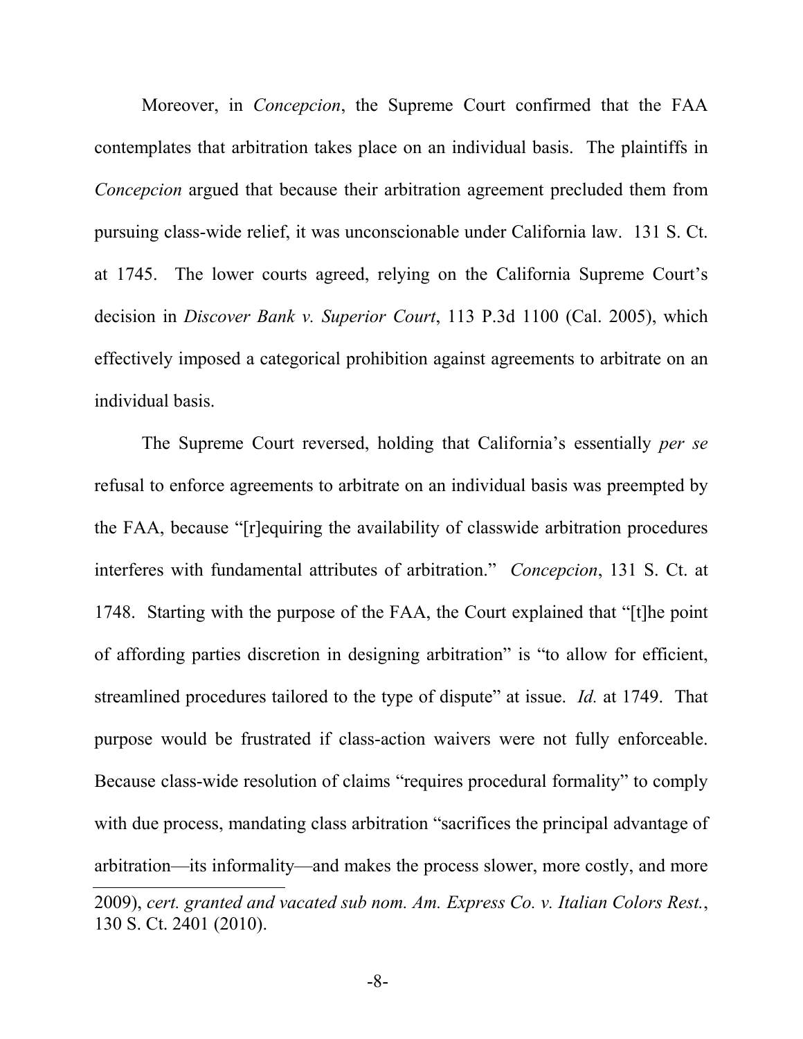Moreover, in *Concepcion*, the Supreme Court confirmed that the FAA contemplates that arbitration takes place on an individual basis. The plaintiffs in *Concepcion* argued that because their arbitration agreement precluded them from pursuing class-wide relief, it was unconscionable under California law. 131 S. Ct. at 1745. The lower courts agreed, relying on the California Supreme Court's decision in *Discover Bank v. Superior Court*, 113 P.3d 1100 (Cal. 2005), which effectively imposed a categorical prohibition against agreements to arbitrate on an individual basis.

The Supreme Court reversed, holding that California's essentially *per se* refusal to enforce agreements to arbitrate on an individual basis was preempted by the FAA, because "[r]equiring the availability of classwide arbitration procedures interferes with fundamental attributes of arbitration." *Concepcion*, 131 S. Ct. at 1748. Starting with the purpose of the FAA, the Court explained that "[t]he point of affording parties discretion in designing arbitration" is "to allow for efficient, streamlined procedures tailored to the type of dispute" at issue. *Id.* at 1749. That purpose would be frustrated if class-action waivers were not fully enforceable. Because class-wide resolution of claims "requires procedural formality" to comply with due process, mandating class arbitration "sacrifices the principal advantage of arbitration—its informality—and makes the process slower, more costly, and more

---

2009), *cert. granted and vacated sub nom. Am. Express Co. v. Italian Colors Rest.*, 130 S. Ct. 2401 (2010).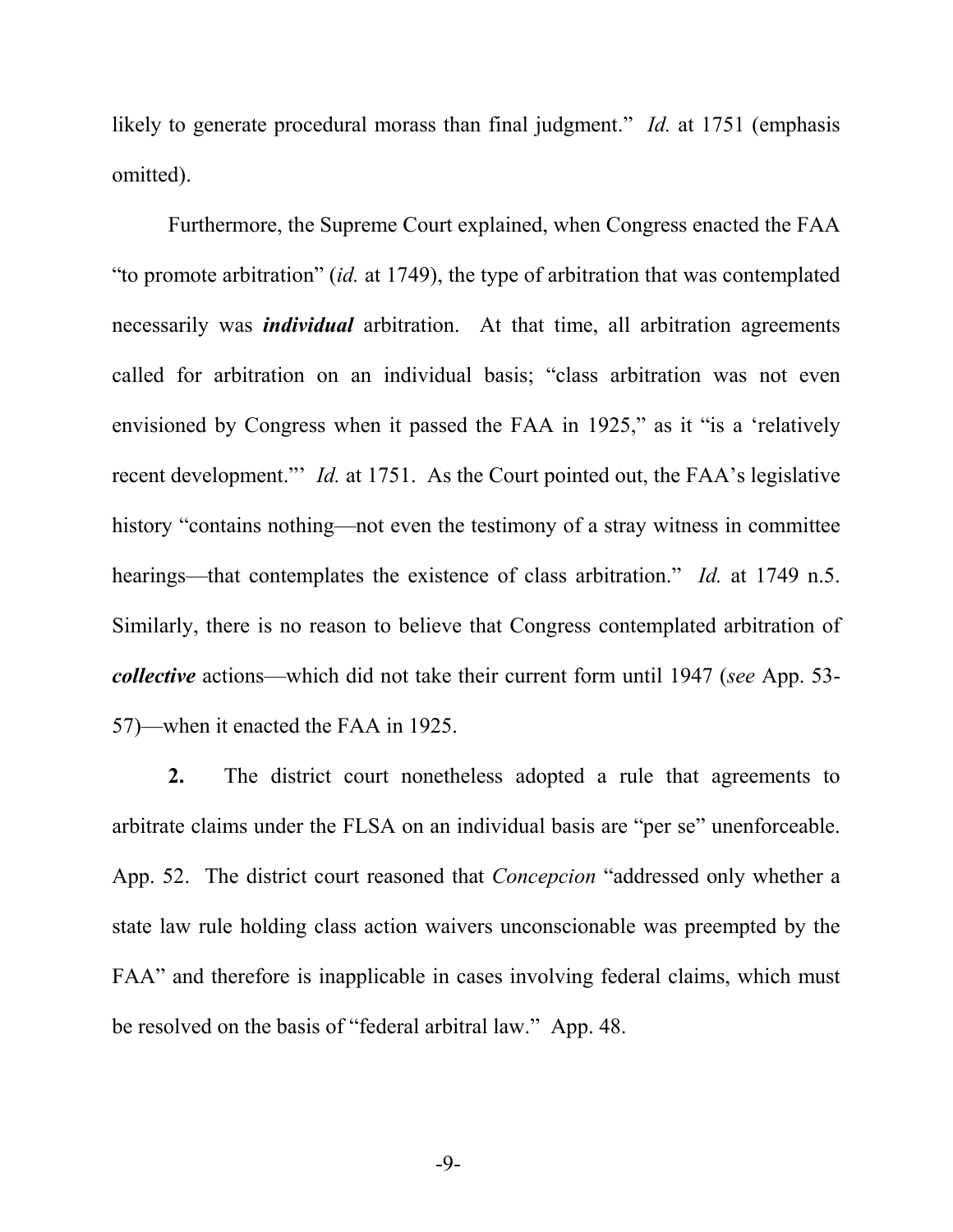likely to generate procedural morass than final judgment." *Id.* at 1751 (emphasis omitted).

Furthermore, the Supreme Court explained, when Congress enacted the FAA "to promote arbitration" (*id.* at 1749), the type of arbitration that was contemplated necessarily was ***individual*** arbitration. At that time, all arbitration agreements called for arbitration on an individual basis; "class arbitration was not even envisioned by Congress when it passed the FAA in 1925," as it "is a 'relatively recent development."' *Id.* at 1751. As the Court pointed out, the FAA's legislative history "contains nothing—not even the testimony of a stray witness in committee hearings—that contemplates the existence of class arbitration." *Id.* at 1749 n.5. Similarly, there is no reason to believe that Congress contemplated arbitration of ***collective*** actions—which did not take their current form until 1947 (*see* App. 53-57)—when it enacted the FAA in 1925.

**2.** The district court nonetheless adopted a rule that agreements to arbitrate claims under the FLSA on an individual basis are "per se" unenforceable. App. 52. The district court reasoned that *Concepcion* "addressed only whether a state law rule holding class action waivers unconscionable was preempted by the FAA" and therefore is inapplicable in cases involving federal claims, which must be resolved on the basis of "federal arbitral law." App. 48.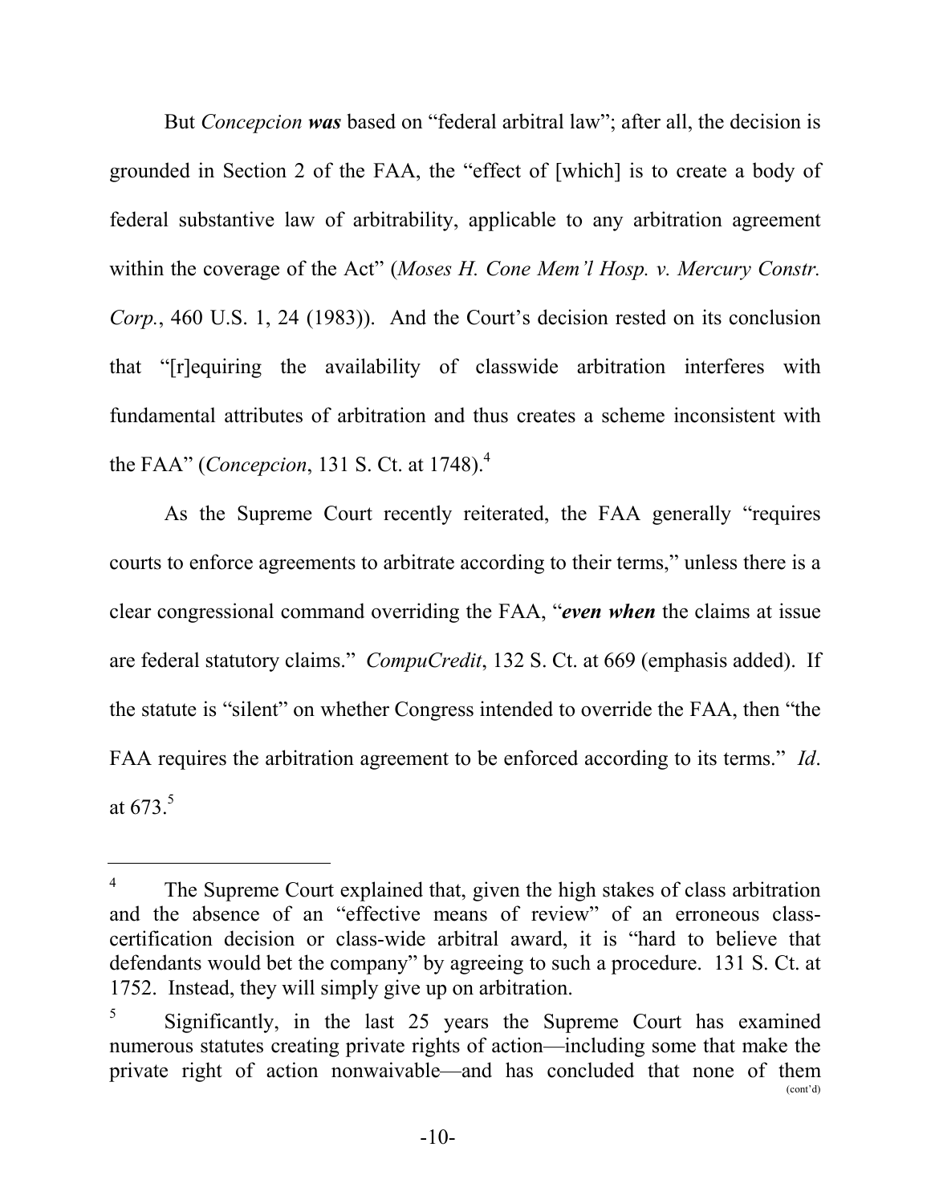But *Concepcion* ***was*** based on "federal arbitral law"; after all, the decision is grounded in Section 2 of the FAA, the "effect of [which] is to create a body of federal substantive law of arbitrability, applicable to any arbitration agreement within the coverage of the Act" (*Moses H. Cone Mem'l Hosp. v. Mercury Constr. Corp.*, 460 U.S. 1, 24 (1983)). And the Court's decision rested on its conclusion that "[r]equiring the availability of classwide arbitration interferes with fundamental attributes of arbitration and thus creates a scheme inconsistent with the FAA" (*Concepcion*, 131 S. Ct. at 1748).[4]

As the Supreme Court recently reiterated, the FAA generally "requires courts to enforce agreements to arbitrate according to their terms," unless there is a clear congressional command overriding the FAA, "***even when*** the claims at issue are federal statutory claims." *CompuCredit*, 132 S. Ct. at 669 (emphasis added). If the statute is "silent" on whether Congress intended to override the FAA, then "the FAA requires the arbitration agreement to be enforced according to its terms." *Id*. at 673.[5]

---

[4] The Supreme Court explained that, given the high stakes of class arbitration and the absence of an "effective means of review" of an erroneous class-certification decision or class-wide arbitral award, it is "hard to believe that defendants would bet the company" by agreeing to such a procedure. 131 S. Ct. at 1752. Instead, they will simply give up on arbitration.

[5] Significantly, in the last 25 years the Supreme Court has examined numerous statutes creating private rights of action—including some that make the private right of action nonwaivable—and has concluded that none of them

(cont'd)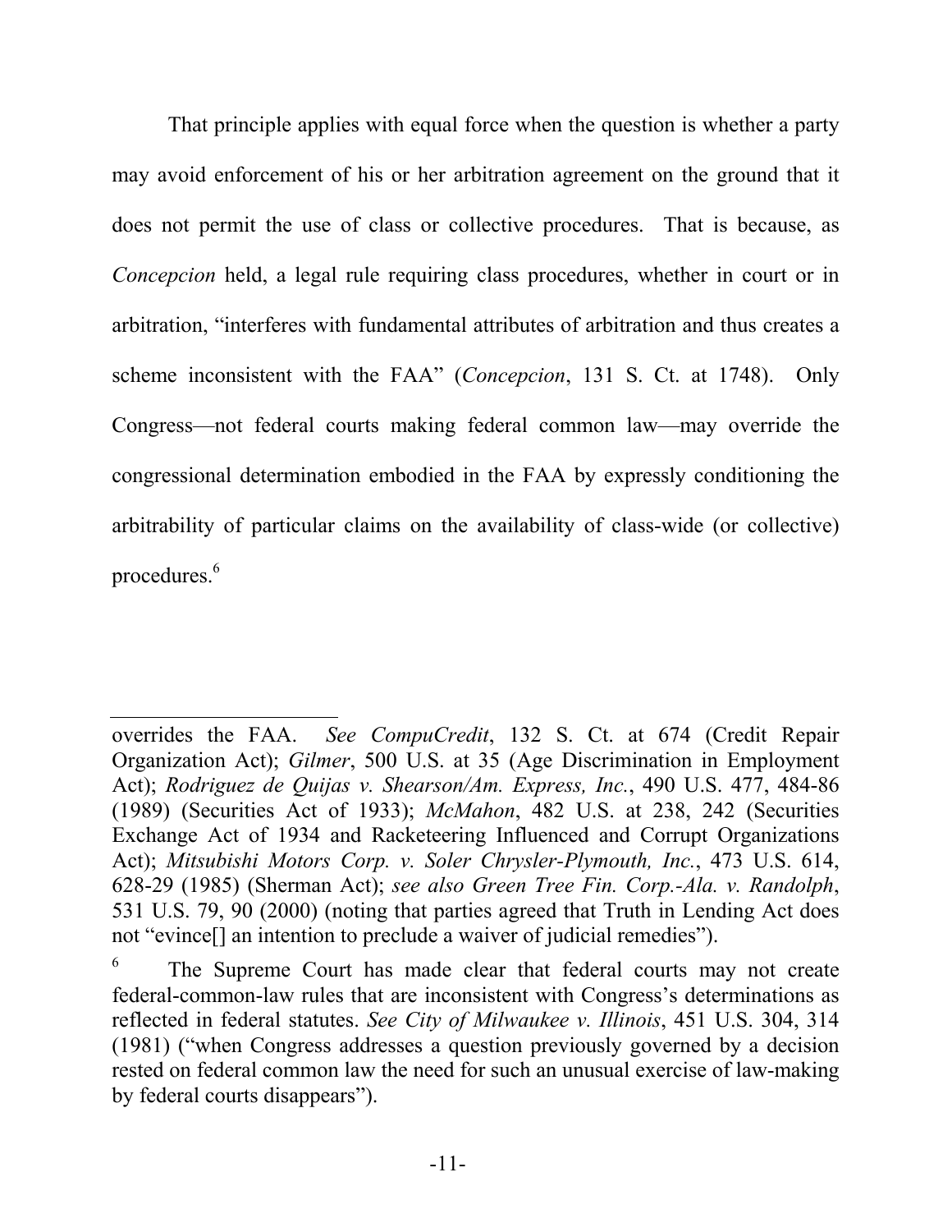That principle applies with equal force when the question is whether a party may avoid enforcement of his or her arbitration agreement on the ground that it does not permit the use of class or collective procedures. That is because, as *Concepcion* held, a legal rule requiring class procedures, whether in court or in arbitration, "interferes with fundamental attributes of arbitration and thus creates a scheme inconsistent with the FAA" (*Concepcion*, 131 S. Ct. at 1748). Only Congress—not federal courts making federal common law—may override the congressional determination embodied in the FAA by expressly conditioning the arbitrability of particular claims on the availability of class-wide (or collective) procedures.[6]

---

overrides the FAA. *See CompuCredit*, 132 S. Ct. at 674 (Credit Repair Organization Act); *Gilmer*, 500 U.S. at 35 (Age Discrimination in Employment Act); *Rodriguez de Quijas v. Shearson/Am. Express, Inc.*, 490 U.S. 477, 484-86 (1989) (Securities Act of 1933); *McMahon*, 482 U.S. at 238, 242 (Securities Exchange Act of 1934 and Racketeering Influenced and Corrupt Organizations Act); *Mitsubishi Motors Corp. v. Soler Chrysler-Plymouth, Inc.*, 473 U.S. 614, 628-29 (1985) (Sherman Act); *see also Green Tree Fin. Corp.-Ala. v. Randolph*, 531 U.S. 79, 90 (2000) (noting that parties agreed that Truth in Lending Act does not "evince[] an intention to preclude a waiver of judicial remedies").

[6] The Supreme Court has made clear that federal courts may not create federal-common-law rules that are inconsistent with Congress's determinations as reflected in federal statutes. *See City of Milwaukee v. Illinois*, 451 U.S. 304, 314 (1981) ("when Congress addresses a question previously governed by a decision rested on federal common law the need for such an unusual exercise of law-making by federal courts disappears").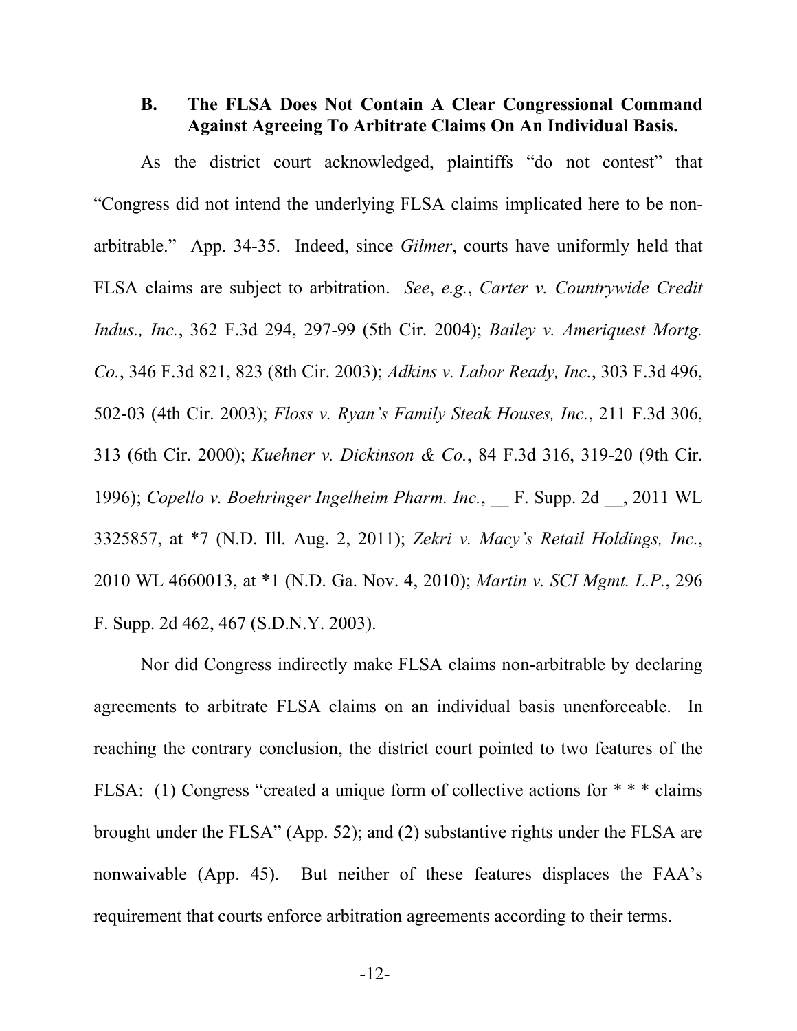### B. The FLSA Does Not Contain A Clear Congressional Command Against Agreeing To Arbitrate Claims On An Individual Basis.

As the district court acknowledged, plaintiffs "do not contest" that "Congress did not intend the underlying FLSA claims implicated here to be non-arbitrable." App. 34-35. Indeed, since *Gilmer*, courts have uniformly held that FLSA claims are subject to arbitration. *See*, *e.g.*, *Carter v. Countrywide Credit Indus., Inc.*, 362 F.3d 294, 297-99 (5th Cir. 2004); *Bailey v. Ameriquest Mortg. Co.*, 346 F.3d 821, 823 (8th Cir. 2003); *Adkins v. Labor Ready, Inc.*, 303 F.3d 496, 502-03 (4th Cir. 2003); *Floss v. Ryan's Family Steak Houses, Inc.*, 211 F.3d 306, 313 (6th Cir. 2000); *Kuehner v. Dickinson & Co.*, 84 F.3d 316, 319-20 (9th Cir. 1996); *Copello v. Boehringer Ingelheim Pharm. Inc.*, __ F. Supp. 2d __, 2011 WL 3325857, at *7 (N.D. Ill. Aug. 2, 2011); *Zekri v. Macy's Retail Holdings, Inc.*, 2010 WL 4660013, at *1 (N.D. Ga. Nov. 4, 2010); *Martin v. SCI Mgmt. L.P.*, 296 F. Supp. 2d 462, 467 (S.D.N.Y. 2003).

Nor did Congress indirectly make FLSA claims non-arbitrable by declaring agreements to arbitrate FLSA claims on an individual basis unenforceable. In reaching the contrary conclusion, the district court pointed to two features of the FLSA: (1) Congress "created a unique form of collective actions for * * * claims brought under the FLSA" (App. 52); and (2) substantive rights under the FLSA are nonwaivable (App. 45). But neither of these features displaces the FAA's requirement that courts enforce arbitration agreements according to their terms.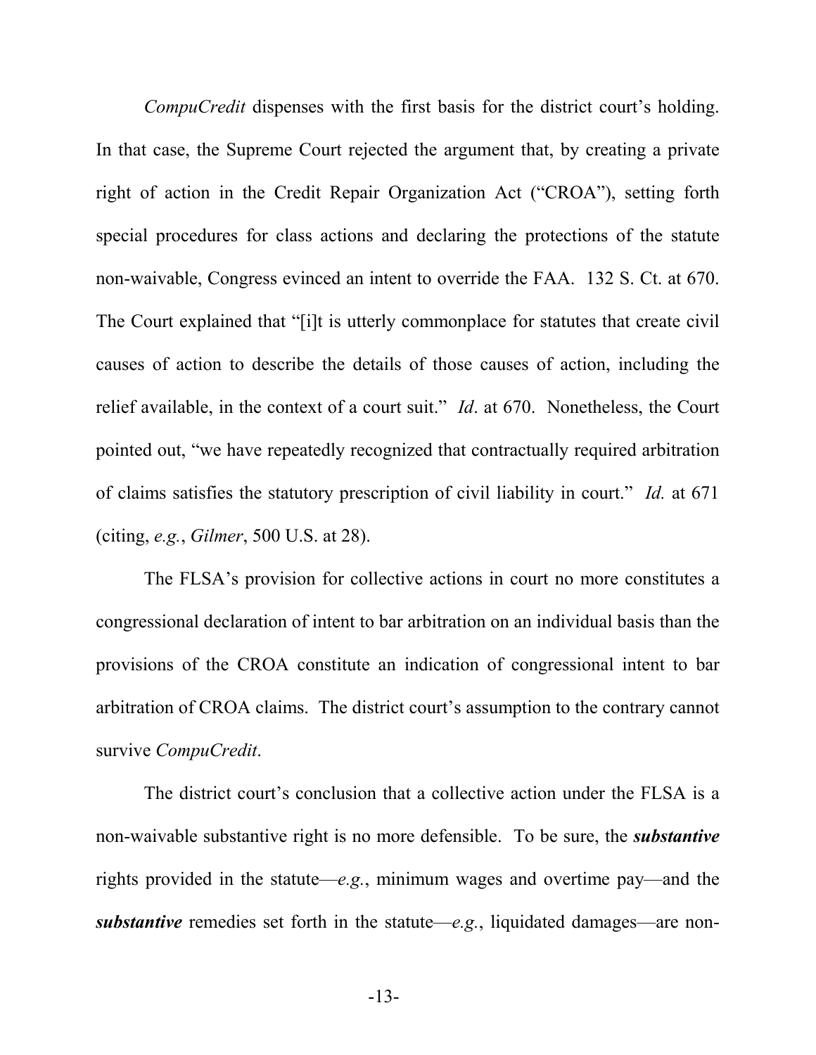*CompuCredit* dispenses with the first basis for the district court's holding. In that case, the Supreme Court rejected the argument that, by creating a private right of action in the Credit Repair Organization Act ("CROA"), setting forth special procedures for class actions and declaring the protections of the statute non-waivable, Congress evinced an intent to override the FAA. 132 S. Ct. at 670. The Court explained that "[i]t is utterly commonplace for statutes that create civil causes of action to describe the details of those causes of action, including the relief available, in the context of a court suit." *Id*. at 670. Nonetheless, the Court pointed out, "we have repeatedly recognized that contractually required arbitration of claims satisfies the statutory prescription of civil liability in court." *Id.* at 671 (citing, *e.g.*, *Gilmer*, 500 U.S. at 28).

The FLSA's provision for collective actions in court no more constitutes a congressional declaration of intent to bar arbitration on an individual basis than the provisions of the CROA constitute an indication of congressional intent to bar arbitration of CROA claims. The district court's assumption to the contrary cannot survive *CompuCredit*.

The district court's conclusion that a collective action under the FLSA is a non-waivable substantive right is no more defensible. To be sure, the ***substantive*** rights provided in the statute—*e.g.*, minimum wages and overtime pay—and the ***substantive*** remedies set forth in the statute—*e.g.*, liquidated damages—are non-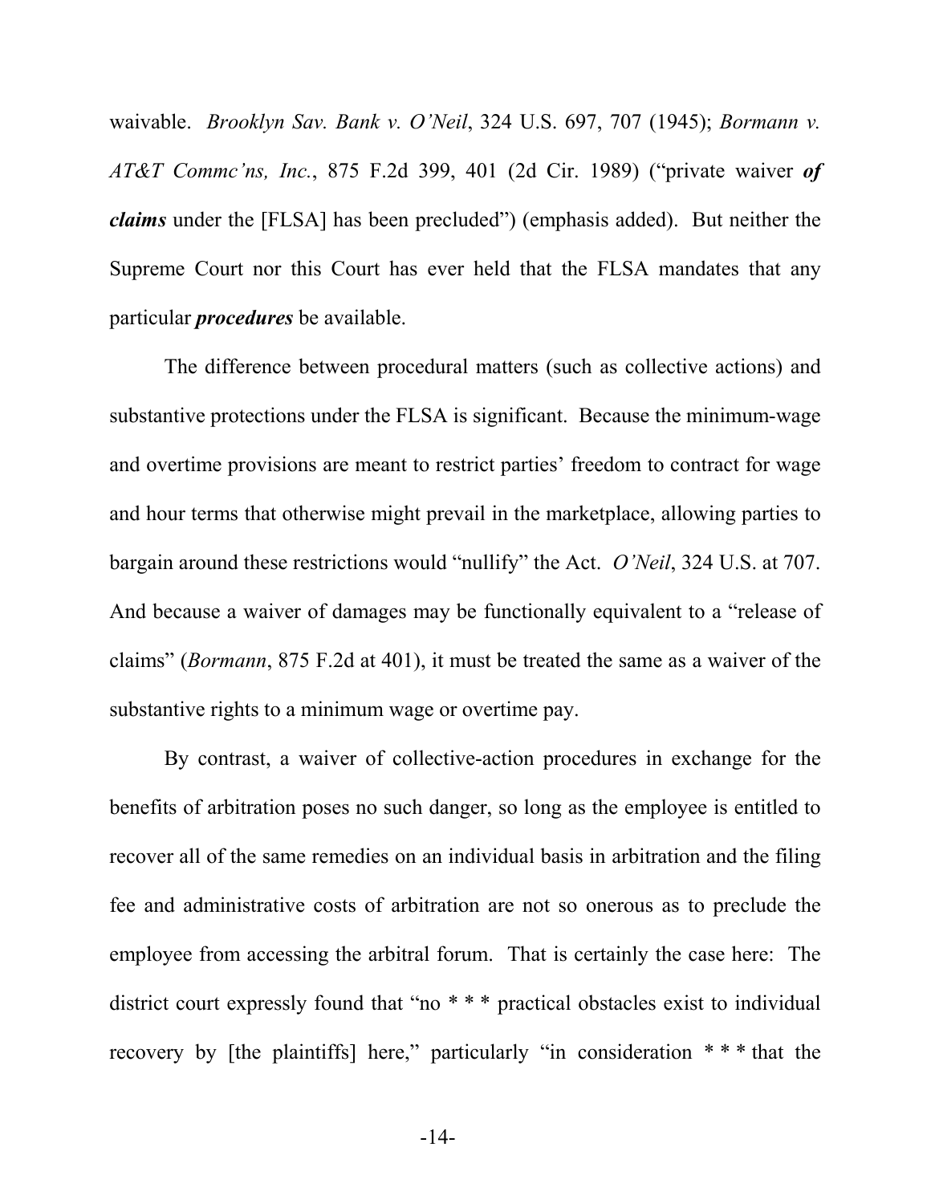waivable. *Brooklyn Sav. Bank v. O'Neil*, 324 U.S. 697, 707 (1945); *Bormann v. AT&T Commc'ns, Inc.*, 875 F.2d 399, 401 (2d Cir. 1989) ("private waiver ***of claims*** under the [FLSA] has been precluded") (emphasis added). But neither the Supreme Court nor this Court has ever held that the FLSA mandates that any particular ***procedures*** be available.

The difference between procedural matters (such as collective actions) and substantive protections under the FLSA is significant. Because the minimum-wage and overtime provisions are meant to restrict parties' freedom to contract for wage and hour terms that otherwise might prevail in the marketplace, allowing parties to bargain around these restrictions would "nullify" the Act. *O'Neil*, 324 U.S. at 707. And because a waiver of damages may be functionally equivalent to a "release of claims" (*Bormann*, 875 F.2d at 401), it must be treated the same as a waiver of the substantive rights to a minimum wage or overtime pay.

By contrast, a waiver of collective-action procedures in exchange for the benefits of arbitration poses no such danger, so long as the employee is entitled to recover all of the same remedies on an individual basis in arbitration and the filing fee and administrative costs of arbitration are not so onerous as to preclude the employee from accessing the arbitral forum. That is certainly the case here: The district court expressly found that "no * * * practical obstacles exist to individual recovery by [the plaintiffs] here," particularly "in consideration * * * that the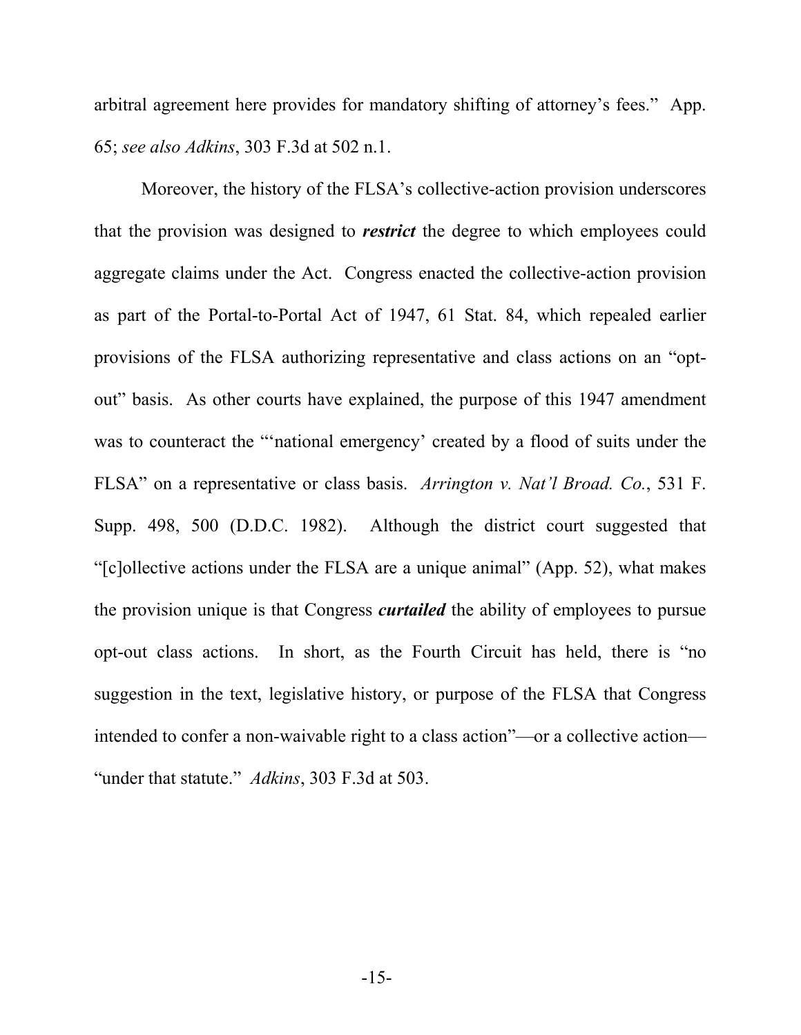arbitral agreement here provides for mandatory shifting of attorney's fees." App. 65; *see also Adkins*, 303 F.3d at 502 n.1.

Moreover, the history of the FLSA's collective-action provision underscores that the provision was designed to ***restrict*** the degree to which employees could aggregate claims under the Act. Congress enacted the collective-action provision as part of the Portal-to-Portal Act of 1947, 61 Stat. 84, which repealed earlier provisions of the FLSA authorizing representative and class actions on an "opt-out" basis. As other courts have explained, the purpose of this 1947 amendment was to counteract the "'national emergency' created by a flood of suits under the FLSA" on a representative or class basis. *Arrington v. Nat'l Broad. Co.*, 531 F. Supp. 498, 500 (D.D.C. 1982). Although the district court suggested that "[c]ollective actions under the FLSA are a unique animal" (App. 52), what makes the provision unique is that Congress ***curtailed*** the ability of employees to pursue opt-out class actions. In short, as the Fourth Circuit has held, there is "no suggestion in the text, legislative history, or purpose of the FLSA that Congress intended to confer a non-waivable right to a class action"—or a collective action—"under that statute." *Adkins*, 303 F.3d at 503.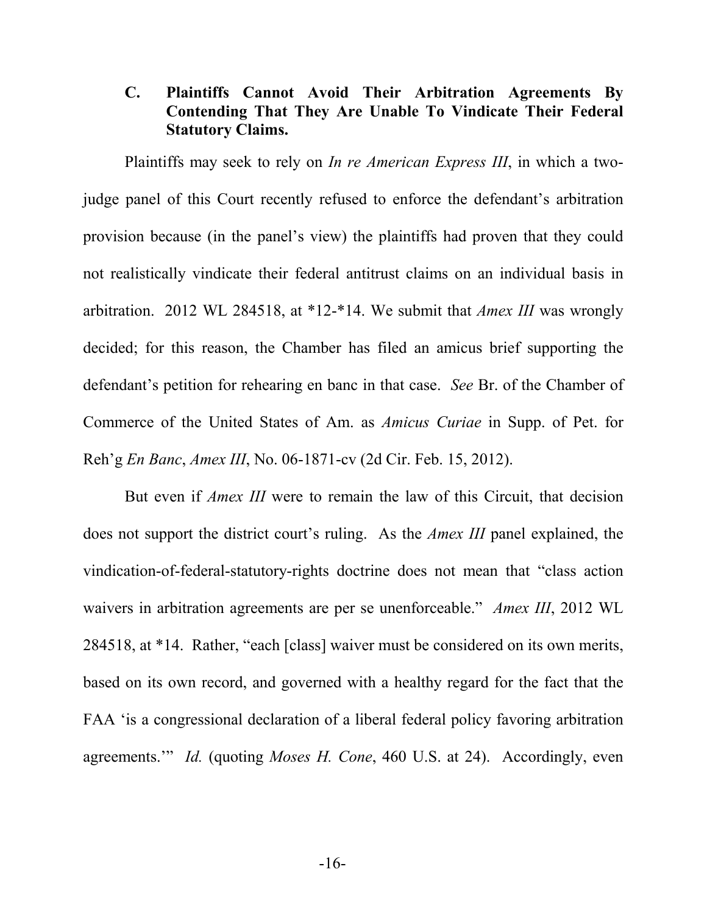### C. Plaintiffs Cannot Avoid Their Arbitration Agreements By Contending That They Are Unable To Vindicate Their Federal Statutory Claims.

Plaintiffs may seek to rely on *In re American Express III*, in which a two-judge panel of this Court recently refused to enforce the defendant's arbitration provision because (in the panel's view) the plaintiffs had proven that they could not realistically vindicate their federal antitrust claims on an individual basis in arbitration. 2012 WL 284518, at *12-*14. We submit that *Amex III* was wrongly decided; for this reason, the Chamber has filed an amicus brief supporting the defendant's petition for rehearing en banc in that case. *See* Br. of the Chamber of Commerce of the United States of Am. as *Amicus Curiae* in Supp. of Pet. for Reh'g *En Banc*, *Amex III*, No. 06-1871-cv (2d Cir. Feb. 15, 2012).

But even if *Amex III* were to remain the law of this Circuit, that decision does not support the district court's ruling. As the *Amex III* panel explained, the vindication-of-federal-statutory-rights doctrine does not mean that "class action waivers in arbitration agreements are per se unenforceable." *Amex III*, 2012 WL 284518, at *14. Rather, "each [class] waiver must be considered on its own merits, based on its own record, and governed with a healthy regard for the fact that the FAA 'is a congressional declaration of a liberal federal policy favoring arbitration agreements.'" *Id.* (quoting *Moses H. Cone*, 460 U.S. at 24). Accordingly, even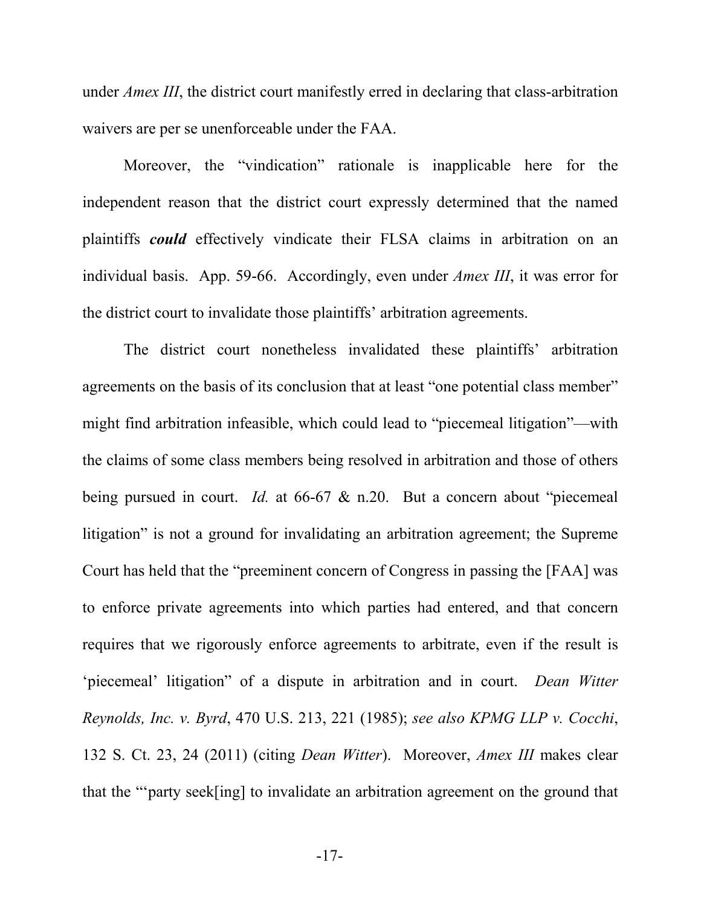under *Amex III*, the district court manifestly erred in declaring that class-arbitration waivers are per se unenforceable under the FAA.

Moreover, the "vindication" rationale is inapplicable here for the independent reason that the district court expressly determined that the named plaintiffs ***could*** effectively vindicate their FLSA claims in arbitration on an individual basis. App. 59-66. Accordingly, even under *Amex III*, it was error for the district court to invalidate those plaintiffs' arbitration agreements.

The district court nonetheless invalidated these plaintiffs' arbitration agreements on the basis of its conclusion that at least "one potential class member" might find arbitration infeasible, which could lead to "piecemeal litigation"—with the claims of some class members being resolved in arbitration and those of others being pursued in court. *Id.* at 66-67 & n.20. But a concern about "piecemeal litigation" is not a ground for invalidating an arbitration agreement; the Supreme Court has held that the "preeminent concern of Congress in passing the [FAA] was to enforce private agreements into which parties had entered, and that concern requires that we rigorously enforce agreements to arbitrate, even if the result is 'piecemeal' litigation" of a dispute in arbitration and in court. *Dean Witter Reynolds, Inc. v. Byrd*, 470 U.S. 213, 221 (1985); *see also KPMG LLP v. Cocchi*, 132 S. Ct. 23, 24 (2011) (citing *Dean Witter*). Moreover, *Amex III* makes clear that the "'party seek[ing] to invalidate an arbitration agreement on the ground that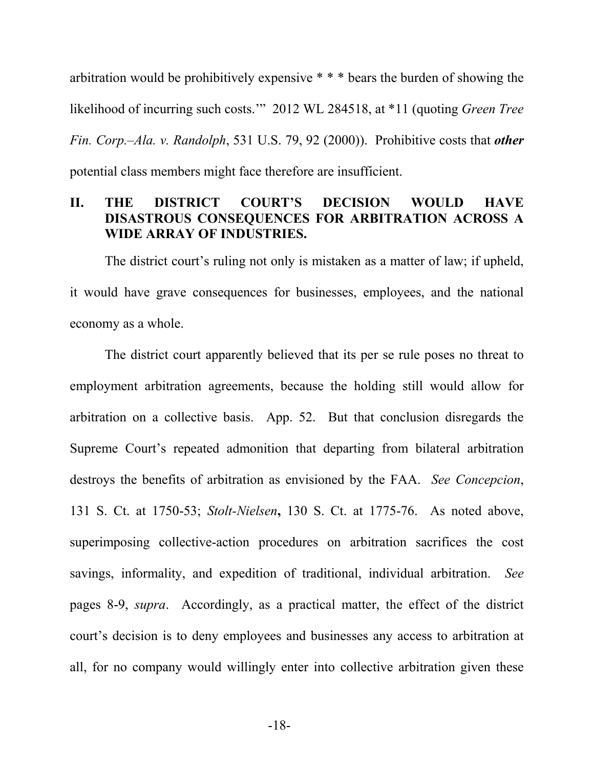arbitration would be prohibitively expensive * * * bears the burden of showing the likelihood of incurring such costs.'" 2012 WL 284518, at *11 (quoting *Green Tree Fin. Corp.–Ala. v. Randolph*, 531 U.S. 79, 92 (2000)). Prohibitive costs that ***other*** potential class members might face therefore are insufficient.

## II. THE DISTRICT COURT'S DECISION WOULD HAVE DISASTROUS CONSEQUENCES FOR ARBITRATION ACROSS A WIDE ARRAY OF INDUSTRIES.

The district court's ruling not only is mistaken as a matter of law; if upheld, it would have grave consequences for businesses, employees, and the national economy as a whole.

The district court apparently believed that its per se rule poses no threat to employment arbitration agreements, because the holding still would allow for arbitration on a collective basis. App. 52. But that conclusion disregards the Supreme Court's repeated admonition that departing from bilateral arbitration destroys the benefits of arbitration as envisioned by the FAA. *See Concepcion*, 131 S. Ct. at 1750-53; *Stolt-Nielsen***,** 130 S. Ct. at 1775-76. As noted above, superimposing collective-action procedures on arbitration sacrifices the cost savings, informality, and expedition of traditional, individual arbitration. *See* pages 8-9, *supra*. Accordingly, as a practical matter, the effect of the district court's decision is to deny employees and businesses any access to arbitration at all, for no company would willingly enter into collective arbitration given these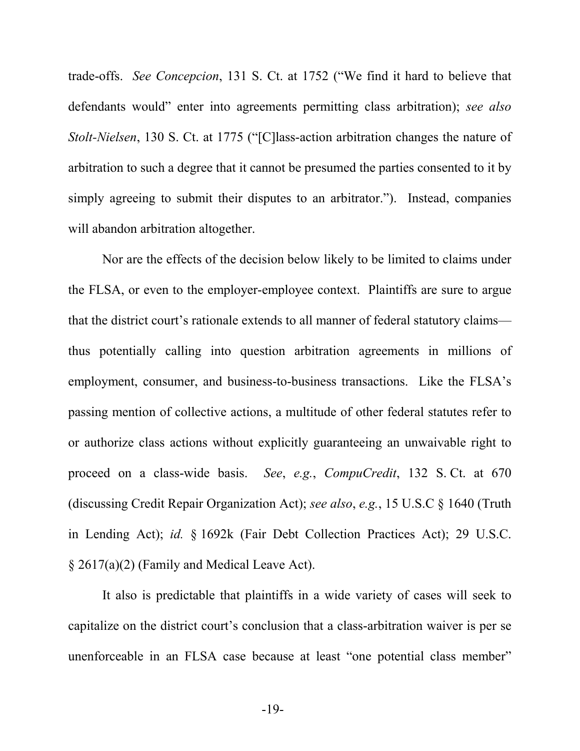trade-offs. *See Concepcion*, 131 S. Ct. at 1752 ("We find it hard to believe that defendants would" enter into agreements permitting class arbitration); *see also Stolt-Nielsen*, 130 S. Ct. at 1775 ("[C]lass-action arbitration changes the nature of arbitration to such a degree that it cannot be presumed the parties consented to it by simply agreeing to submit their disputes to an arbitrator."). Instead, companies will abandon arbitration altogether.

Nor are the effects of the decision below likely to be limited to claims under the FLSA, or even to the employer-employee context. Plaintiffs are sure to argue that the district court's rationale extends to all manner of federal statutory claims—thus potentially calling into question arbitration agreements in millions of employment, consumer, and business-to-business transactions. Like the FLSA's passing mention of collective actions, a multitude of other federal statutes refer to or authorize class actions without explicitly guaranteeing an unwaivable right to proceed on a class-wide basis. *See*, *e.g.*, *CompuCredit*, 132 S. Ct. at 670 (discussing Credit Repair Organization Act); *see also*, *e.g.*, 15 U.S.C § 1640 (Truth in Lending Act); *id.* § 1692k (Fair Debt Collection Practices Act); 29 U.S.C. § 2617(a)(2) (Family and Medical Leave Act).

It also is predictable that plaintiffs in a wide variety of cases will seek to capitalize on the district court's conclusion that a class-arbitration waiver is per se unenforceable in an FLSA case because at least "one potential class member"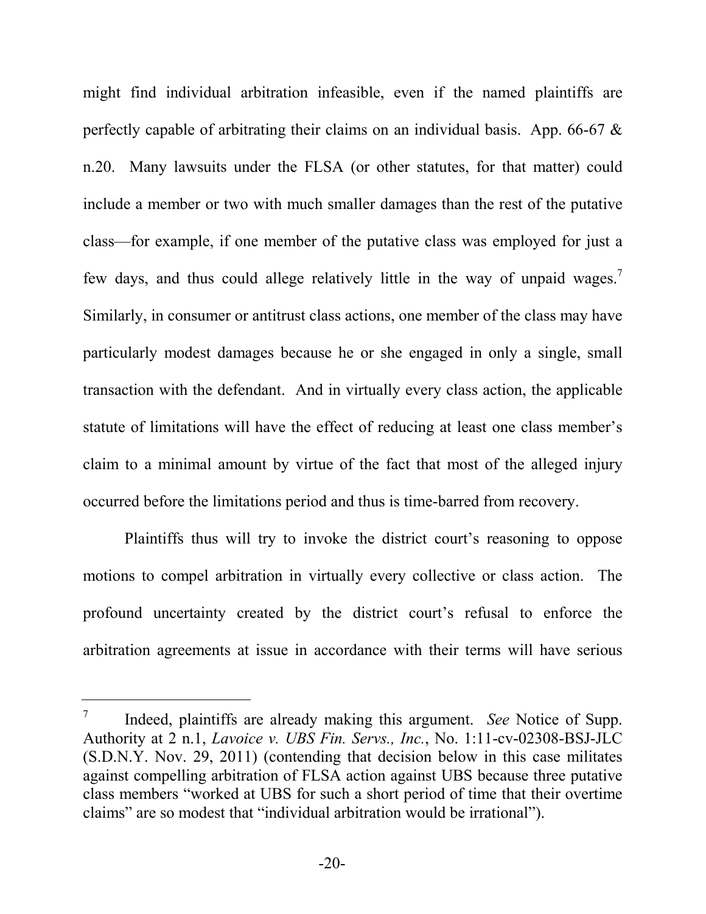might find individual arbitration infeasible, even if the named plaintiffs are perfectly capable of arbitrating their claims on an individual basis. App. 66-67 & n.20. Many lawsuits under the FLSA (or other statutes, for that matter) could include a member or two with much smaller damages than the rest of the putative class—for example, if one member of the putative class was employed for just a few days, and thus could allege relatively little in the way of unpaid wages.[7] Similarly, in consumer or antitrust class actions, one member of the class may have particularly modest damages because he or she engaged in only a single, small transaction with the defendant. And in virtually every class action, the applicable statute of limitations will have the effect of reducing at least one class member's claim to a minimal amount by virtue of the fact that most of the alleged injury occurred before the limitations period and thus is time-barred from recovery.

Plaintiffs thus will try to invoke the district court's reasoning to oppose motions to compel arbitration in virtually every collective or class action. The profound uncertainty created by the district court's refusal to enforce the arbitration agreements at issue in accordance with their terms will have serious

---

[7] Indeed, plaintiffs are already making this argument. *See* Notice of Supp. Authority at 2 n.1, *Lavoice v. UBS Fin. Servs., Inc.*, No. 1:11-cv-02308-BSJ-JLC (S.D.N.Y. Nov. 29, 2011) (contending that decision below in this case militates against compelling arbitration of FLSA action against UBS because three putative class members "worked at UBS for such a short period of time that their overtime claims" are so modest that "individual arbitration would be irrational").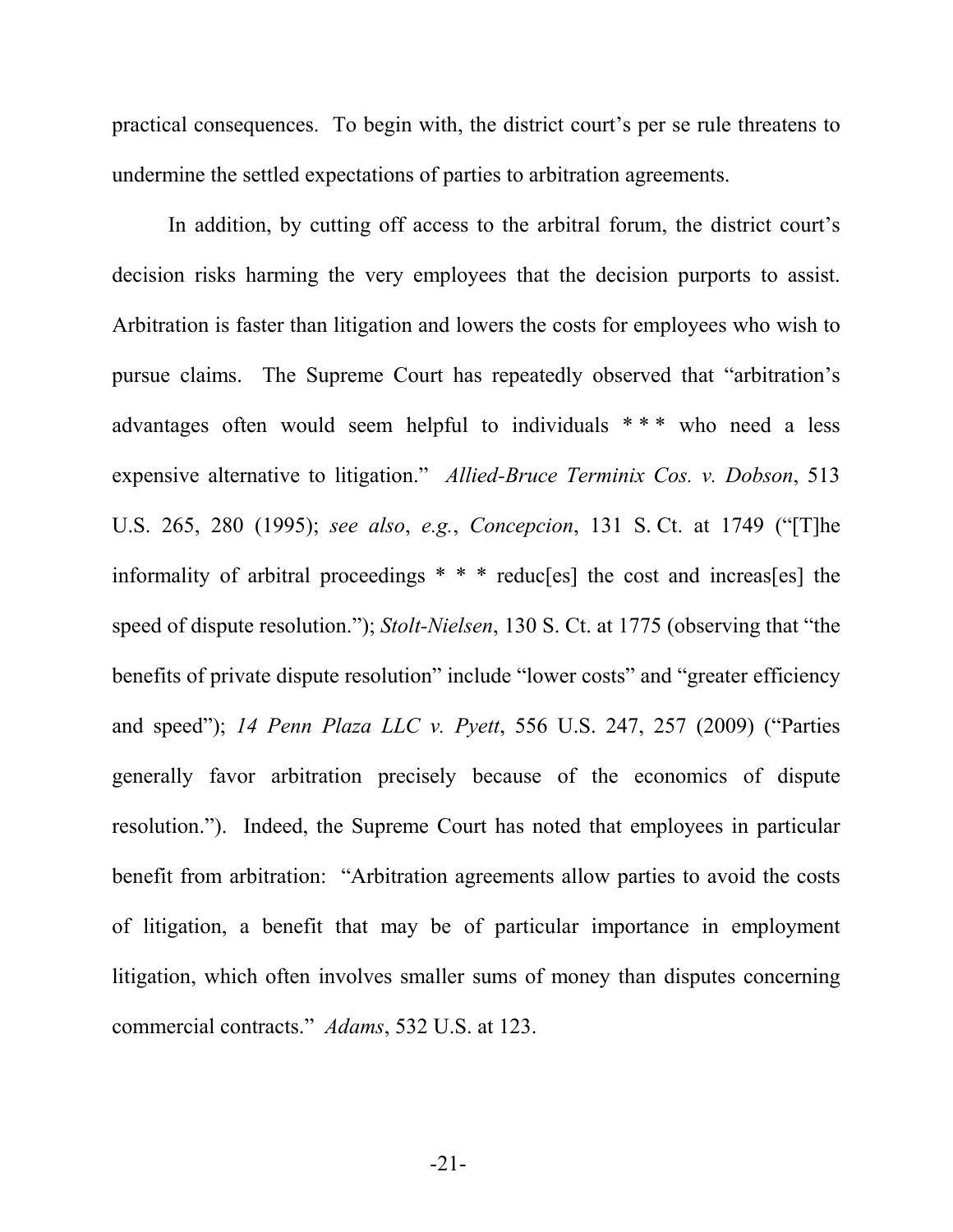practical consequences. To begin with, the district court's per se rule threatens to undermine the settled expectations of parties to arbitration agreements.

In addition, by cutting off access to the arbitral forum, the district court's decision risks harming the very employees that the decision purports to assist. Arbitration is faster than litigation and lowers the costs for employees who wish to pursue claims. The Supreme Court has repeatedly observed that "arbitration's advantages often would seem helpful to individuals * * * who need a less expensive alternative to litigation." *Allied-Bruce Terminix Cos. v. Dobson*, 513 U.S. 265, 280 (1995); *see also*, *e.g.*, *Concepcion*, 131 S. Ct. at 1749 ("[T]he informality of arbitral proceedings * * * reduc[es] the cost and increas[es] the speed of dispute resolution."); *Stolt-Nielsen*, 130 S. Ct. at 1775 (observing that "the benefits of private dispute resolution" include "lower costs" and "greater efficiency and speed"); *14 Penn Plaza LLC v. Pyett*, 556 U.S. 247, 257 (2009) ("Parties generally favor arbitration precisely because of the economics of dispute resolution."). Indeed, the Supreme Court has noted that employees in particular benefit from arbitration: "Arbitration agreements allow parties to avoid the costs of litigation, a benefit that may be of particular importance in employment litigation, which often involves smaller sums of money than disputes concerning commercial contracts." *Adams*, 532 U.S. at 123.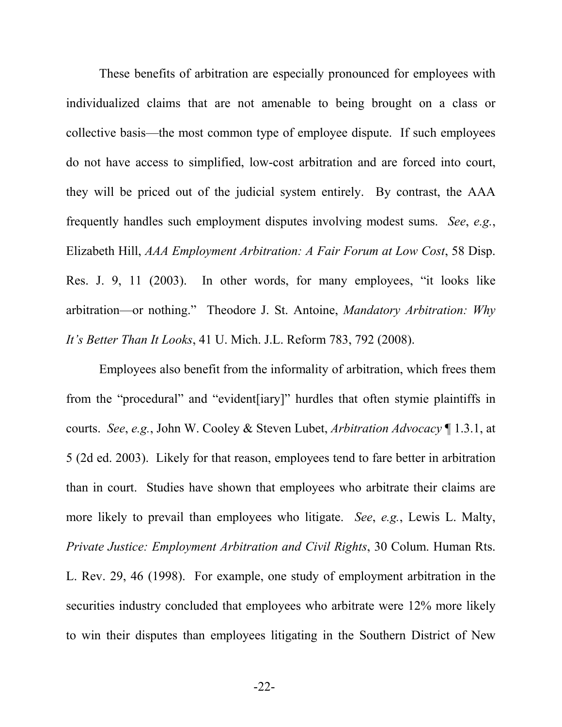These benefits of arbitration are especially pronounced for employees with individualized claims that are not amenable to being brought on a class or collective basis—the most common type of employee dispute. If such employees do not have access to simplified, low-cost arbitration and are forced into court, they will be priced out of the judicial system entirely. By contrast, the AAA frequently handles such employment disputes involving modest sums. *See*, *e.g.*, Elizabeth Hill, *AAA Employment Arbitration: A Fair Forum at Low Cost*, 58 Disp. Res. J. 9, 11 (2003). In other words, for many employees, "it looks like arbitration—or nothing." Theodore J. St. Antoine, *Mandatory Arbitration: Why It's Better Than It Looks*, 41 U. Mich. J.L. Reform 783, 792 (2008).

Employees also benefit from the informality of arbitration, which frees them from the "procedural" and "evident[iary]" hurdles that often stymie plaintiffs in courts. *See*, *e.g.*, John W. Cooley & Steven Lubet, *Arbitration Advocacy* ¶ 1.3.1, at 5 (2d ed. 2003). Likely for that reason, employees tend to fare better in arbitration than in court. Studies have shown that employees who arbitrate their claims are more likely to prevail than employees who litigate. *See*, *e.g.*, Lewis L. Malty, *Private Justice: Employment Arbitration and Civil Rights*, 30 Colum. Human Rts. L. Rev. 29, 46 (1998). For example, one study of employment arbitration in the securities industry concluded that employees who arbitrate were 12% more likely to win their disputes than employees litigating in the Southern District of New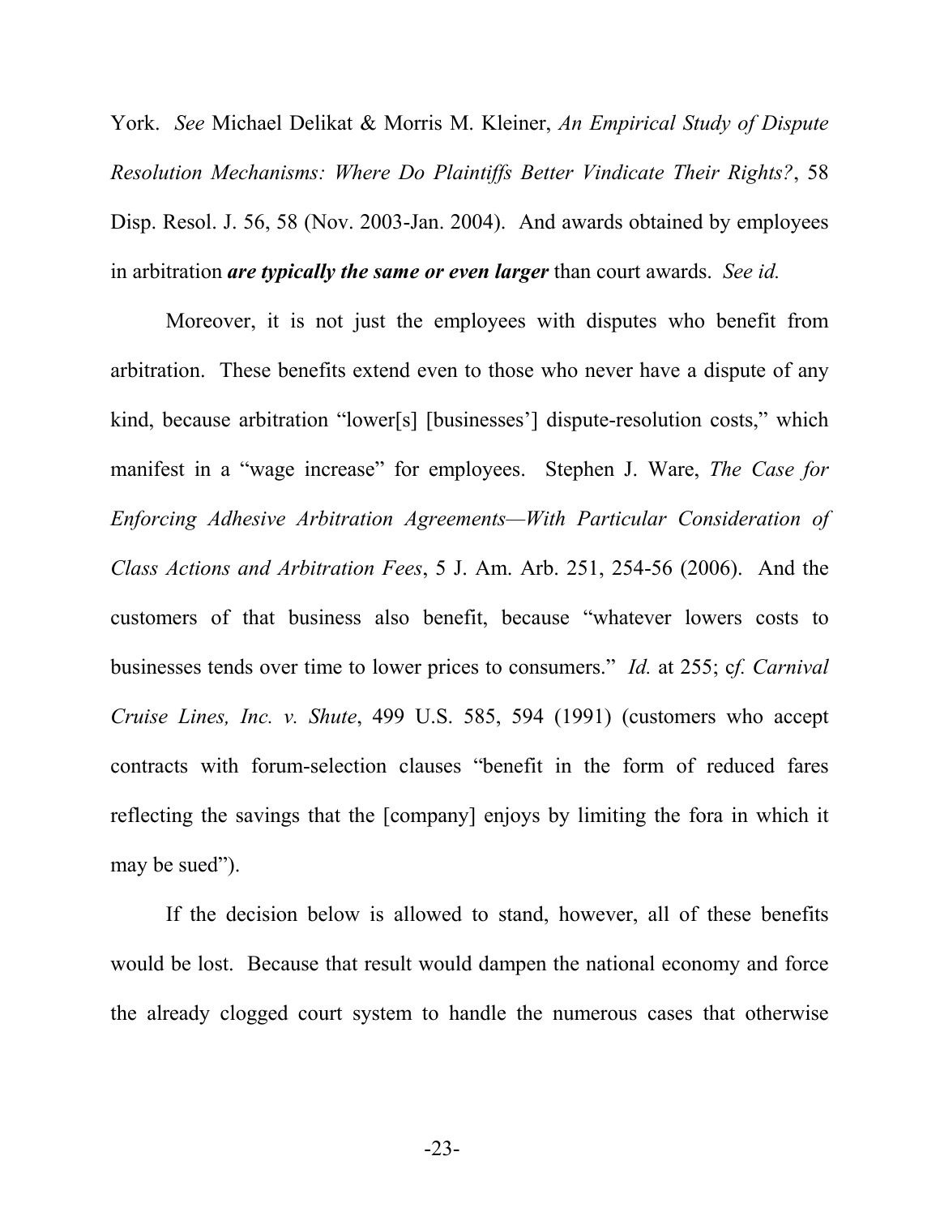York. *See* Michael Delikat & Morris M. Kleiner, *An Empirical Study of Dispute Resolution Mechanisms: Where Do Plaintiffs Better Vindicate Their Rights?*, 58 Disp. Resol. J. 56, 58 (Nov. 2003-Jan. 2004). And awards obtained by employees in arbitration ***are typically the same or even larger*** than court awards. *See id.*

Moreover, it is not just the employees with disputes who benefit from arbitration. These benefits extend even to those who never have a dispute of any kind, because arbitration "lower[s] [businesses'] dispute-resolution costs," which manifest in a "wage increase" for employees. Stephen J. Ware, *The Case for Enforcing Adhesive Arbitration Agreements—With Particular Consideration of Class Actions and Arbitration Fees*, 5 J. Am. Arb. 251, 254-56 (2006). And the customers of that business also benefit, because "whatever lowers costs to businesses tends over time to lower prices to consumers." *Id.* at 255; c*f. Carnival Cruise Lines, Inc. v. Shute*, 499 U.S. 585, 594 (1991) (customers who accept contracts with forum-selection clauses "benefit in the form of reduced fares reflecting the savings that the [company] enjoys by limiting the fora in which it may be sued").

If the decision below is allowed to stand, however, all of these benefits would be lost. Because that result would dampen the national economy and force the already clogged court system to handle the numerous cases that otherwise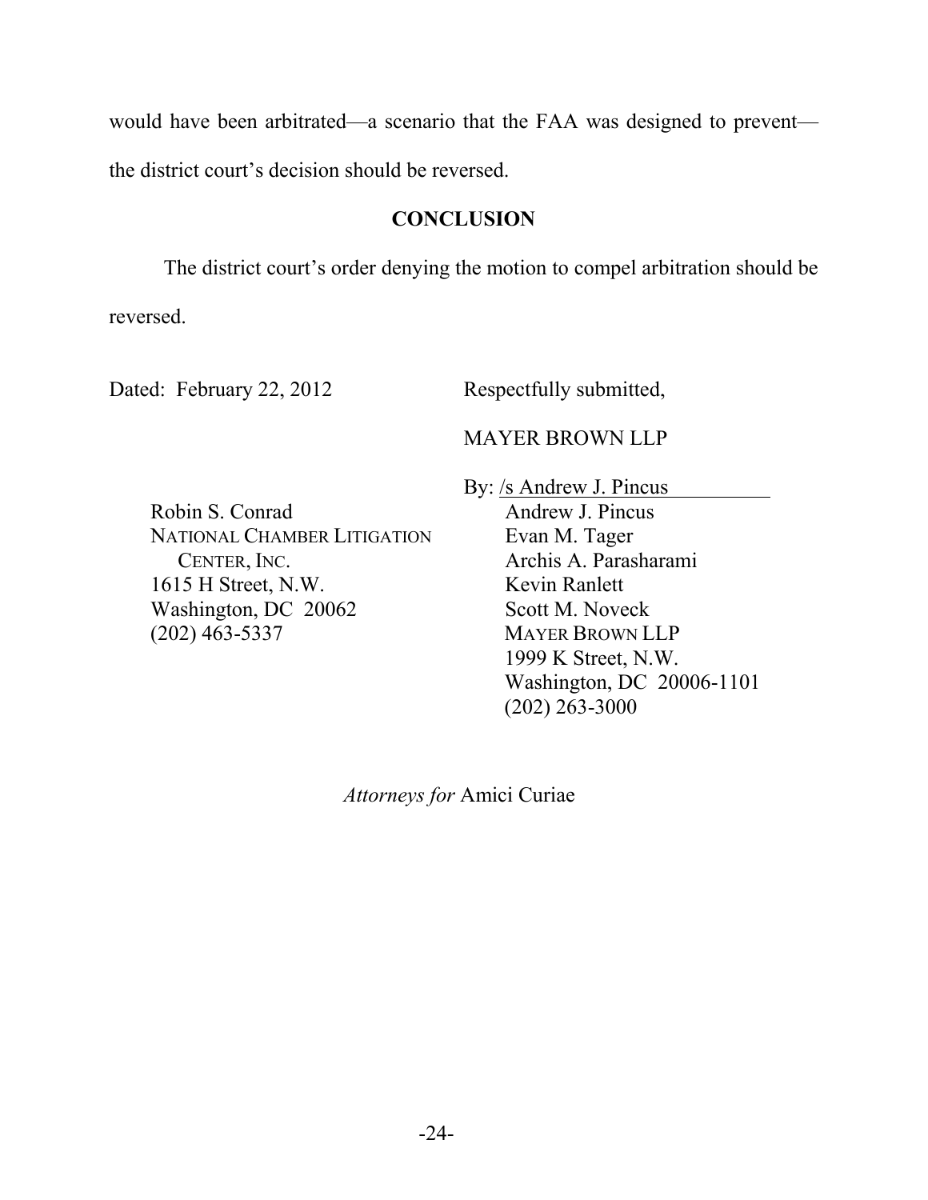would have been arbitrated—a scenario that the FAA was designed to prevent—the district court's decision should be reversed.

## CONCLUSION

The district court's order denying the motion to compel arbitration should be reversed.

Dated: February 22, 2012

Respectfully submitted,

MAYER BROWN LLP

By: /s Andrew J. Pincus

Andrew J. Pincus
Evan M. Tager
Archis A. Parasharami
Kevin Ranlett
Scott M. Noveck
MAYER BROWN LLP
1999 K Street, N.W.
Washington, DC 20006-1101
(202) 263-3000

Robin S. Conrad
NATIONAL CHAMBER LITIGATION CENTER, INC.
1615 H Street, N.W.
Washington, DC 20062
(202) 463-5337

*Attorneys for* Amici Curiae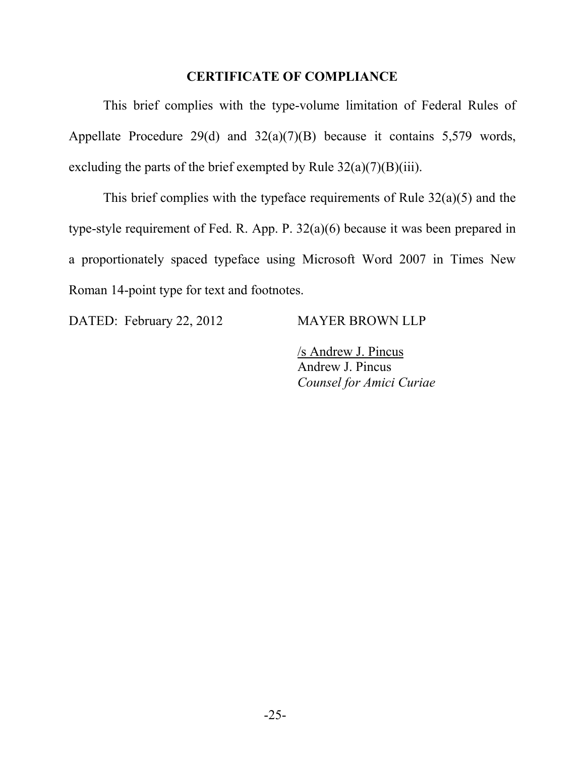## CERTIFICATE OF COMPLIANCE

This brief complies with the type-volume limitation of Federal Rules of Appellate Procedure 29(d) and 32(a)(7)(B) because it contains 5,579 words, excluding the parts of the brief exempted by Rule 32(a)(7)(B)(iii).

This brief complies with the typeface requirements of Rule 32(a)(5) and the type-style requirement of Fed. R. App. P. 32(a)(6) because it was been prepared in a proportionately spaced typeface using Microsoft Word 2007 in Times New Roman 14-point type for text and footnotes.

DATED: February 22, 2012

MAYER BROWN LLP

/s Andrew J. Pincus
Andrew J. Pincus
*Counsel for Amici Curiae*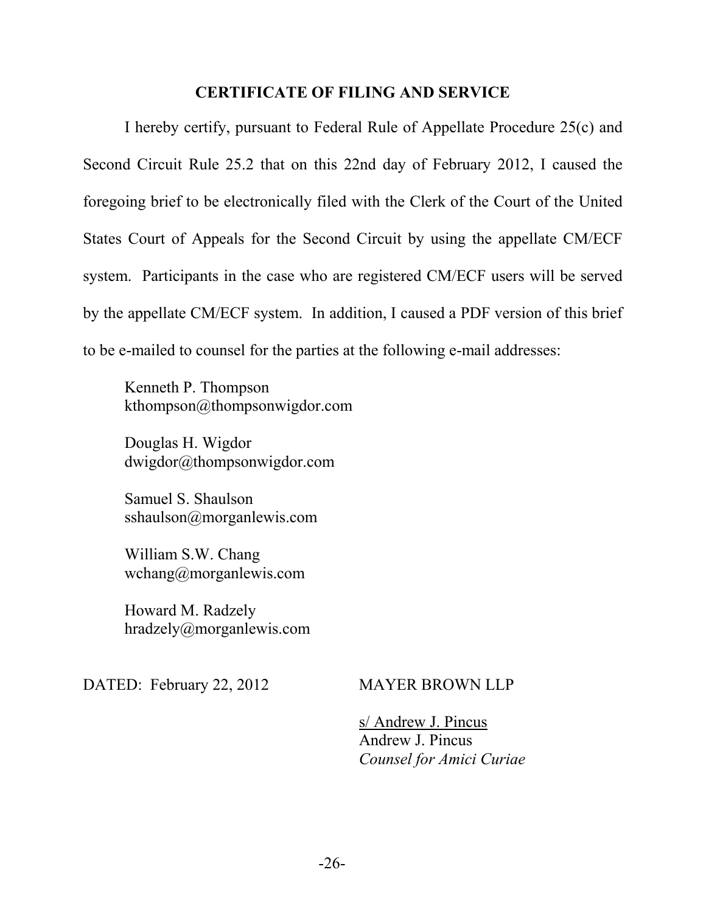## CERTIFICATE OF FILING AND SERVICE

I hereby certify, pursuant to Federal Rule of Appellate Procedure 25(c) and Second Circuit Rule 25.2 that on this 22nd day of February 2012, I caused the foregoing brief to be electronically filed with the Clerk of the Court of the United States Court of Appeals for the Second Circuit by using the appellate CM/ECF system. Participants in the case who are registered CM/ECF users will be served by the appellate CM/ECF system. In addition, I caused a PDF version of this brief to be e-mailed to counsel for the parties at the following e-mail addresses:

Kenneth P. Thompson
kthompson@thompsonwigdor.com

Douglas H. Wigdor
dwigdor@thompsonwigdor.com

Samuel S. Shaulson
sshaulson@morganlewis.com

William S.W. Chang
wchang@morganlewis.com

Howard M. Radzely
hradzely@morganlewis.com

DATED: February 22, 2012

MAYER BROWN LLP

s/ Andrew J. Pincus
Andrew J. Pincus
*Counsel for Amici Curiae*